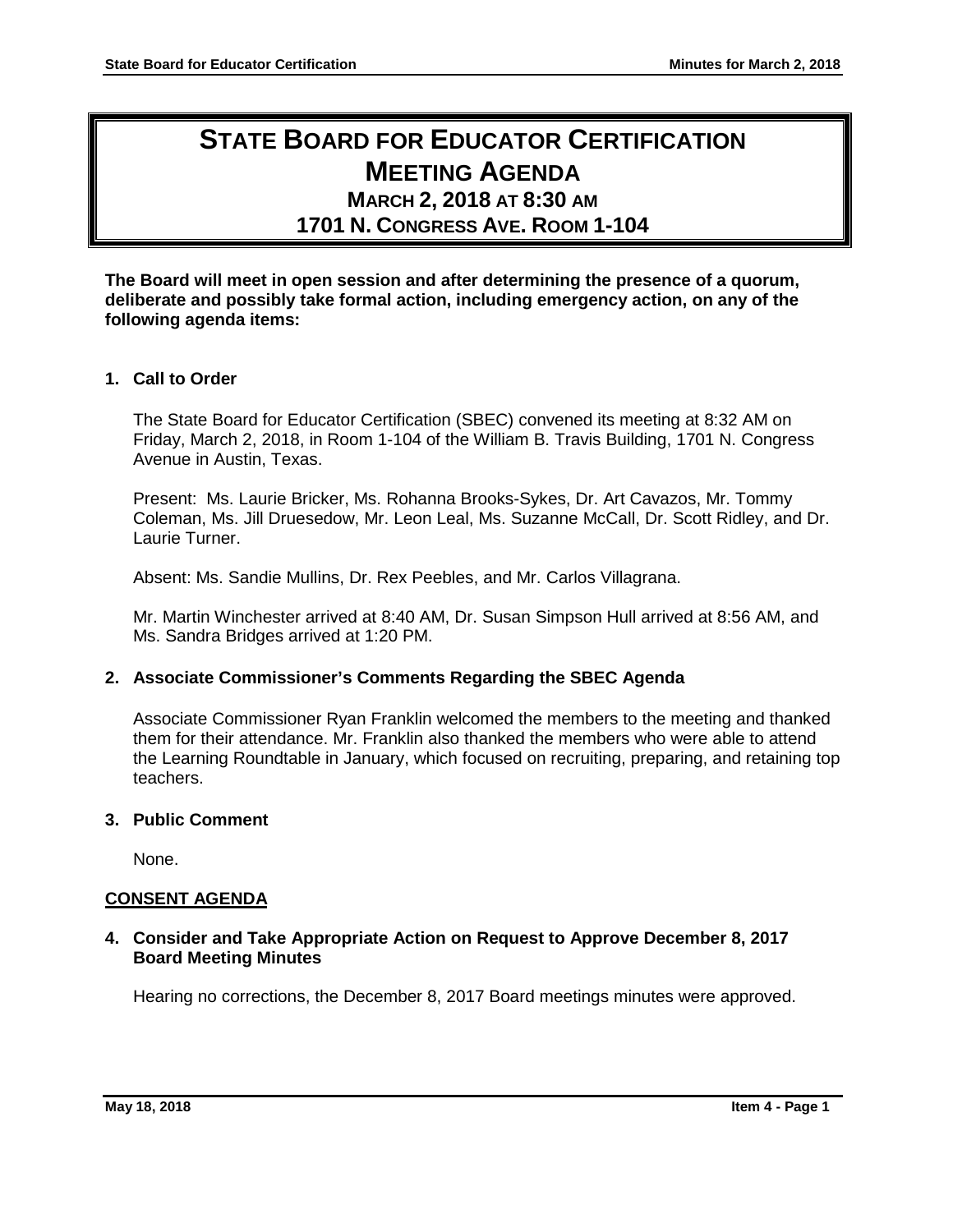# STATE BOARD FOR EDUCATOR CERTIFICATION MEETING AGENDA

## MARCH 2, 2018 AT 8:30 AM

## 1701 N. CONGRESS AVE. ROOM 1-104

**The Board will meet in open session and after determining the presence of a quorum, deliberate and possibly take formal action, including emergency action, on any of the following agenda items:**

**1. Call to Order**

The State Board for Educator Certification (SBEC) convened its meeting at 8:32 AM on Friday, March 2, 2018, in Room 1-104 of the William B. Travis Building, 1701 N. Congress Avenue in Austin, Texas.

Present: Ms. Laurie Bricker, Ms. Rohanna Brooks-Sykes, Dr. Art Cavazos, Mr. Tommy Coleman, Ms. Jill Druesedow, Mr. Leon Leal, Ms. Suzanne McCall, Dr. Scott Ridley, and Dr. Laurie Turner.

Absent: Ms. Sandie Mullins, Dr. Rex Peebles, and Mr. Carlos Villagrana.

Mr. Martin Winchester arrived at 8:40 AM, Dr. Susan Simpson Hull arrived at 8:56 AM, and Ms. Sandra Bridges arrived at 1:20 PM.

**2. Associate Commissioner's Comments Regarding the SBEC Agenda**

Associate Commissioner Ryan Franklin welcomed the members to the meeting and thanked them for their attendance. Mr. Franklin also thanked the members who were able to attend the Learning Roundtable in January, which focused on recruiting, preparing, and retaining top teachers.

**3. Public Comment**

None.

**CONSENT AGENDA**

**4. Consider and Take Appropriate Action on Request to Approve December 8, 2017 Board Meeting Minutes**

Hearing no corrections, the December 8, 2017 Board meetings minutes were approved.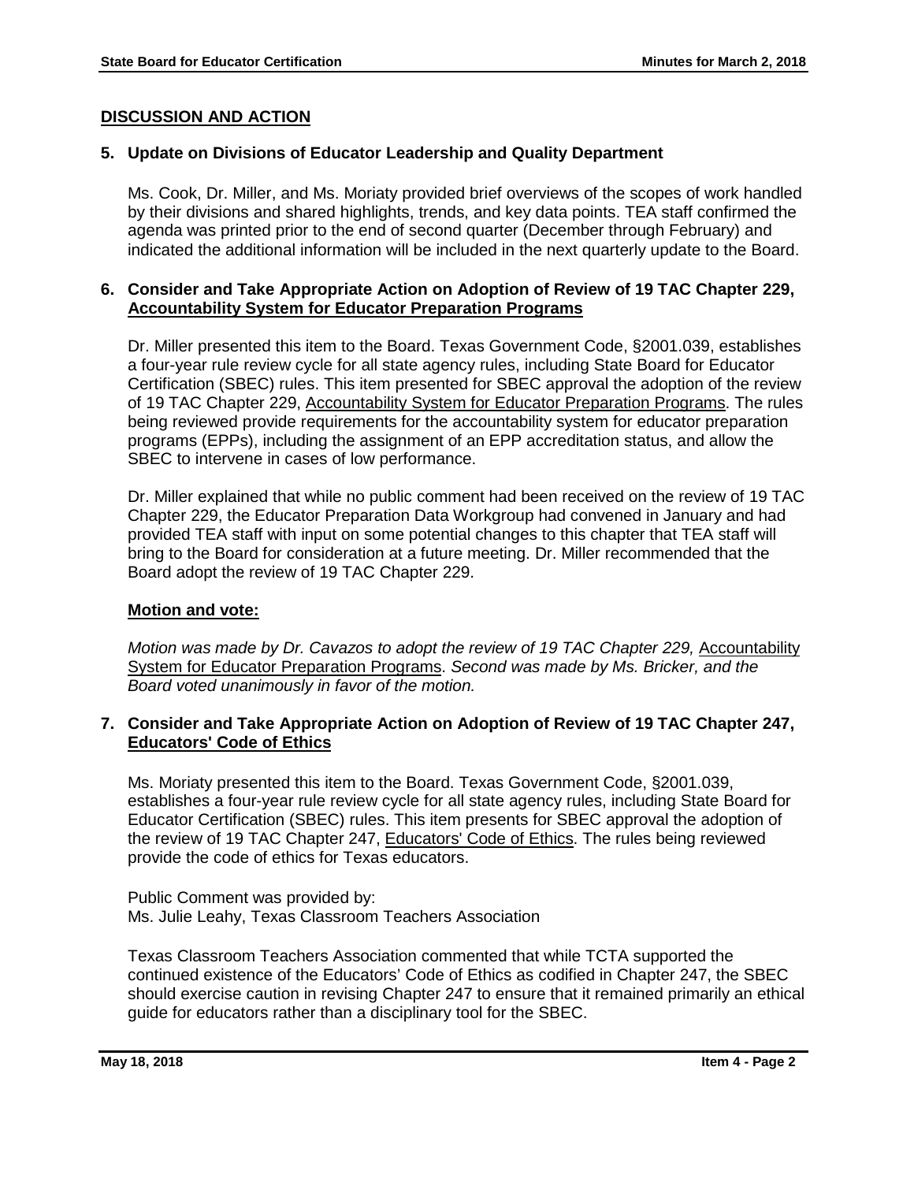## DISCUSSION AND ACTION

### 5. Update on Divisions of Educator Leadership and Quality Department

Ms. Cook, Dr. Miller, and Ms. Moriaty provided brief overviews of the scopes of work handled by their divisions and shared highlights, trends, and key data points. TEA staff confirmed the agenda was printed prior to the end of second quarter (December through February) and indicated the additional information will be included in the next quarterly update to the Board.

### 6. Consider and Take Appropriate Action on Adoption of Review of 19 TAC Chapter 229, Accountability System for Educator Preparation Programs

Dr. Miller presented this item to the Board. Texas Government Code, §2001.039, establishes a four-year rule review cycle for all state agency rules, including State Board for Educator Certification (SBEC) rules. This item presented for SBEC approval the adoption of the review of 19 TAC Chapter 229, Accountability System for Educator Preparation Programs. The rules being reviewed provide requirements for the accountability system for educator preparation programs (EPPs), including the assignment of an EPP accreditation status, and allow the SBEC to intervene in cases of low performance.

Dr. Miller explained that while no public comment had been received on the review of 19 TAC Chapter 229, the Educator Preparation Data Workgroup had convened in January and had provided TEA staff with input on some potential changes to this chapter that TEA staff will bring to the Board for consideration at a future meeting. Dr. Miller recommended that the Board adopt the review of 19 TAC Chapter 229.

**Motion and vote:**

*Motion was made by Dr. Cavazos to adopt the review of 19 TAC Chapter 229,* Accountability System for Educator Preparation Programs. *Second was made by Ms. Bricker, and the Board voted unanimously in favor of the motion.*

### 7. Consider and Take Appropriate Action on Adoption of Review of 19 TAC Chapter 247, Educators' Code of Ethics

Ms. Moriaty presented this item to the Board. Texas Government Code, §2001.039, establishes a four-year rule review cycle for all state agency rules, including State Board for Educator Certification (SBEC) rules. This item presents for SBEC approval the adoption of the review of 19 TAC Chapter 247, Educators' Code of Ethics. The rules being reviewed provide the code of ethics for Texas educators.

Public Comment was provided by:
Ms. Julie Leahy, Texas Classroom Teachers Association

Texas Classroom Teachers Association commented that while TCTA supported the continued existence of the Educators' Code of Ethics as codified in Chapter 247, the SBEC should exercise caution in revising Chapter 247 to ensure that it remained primarily an ethical guide for educators rather than a disciplinary tool for the SBEC.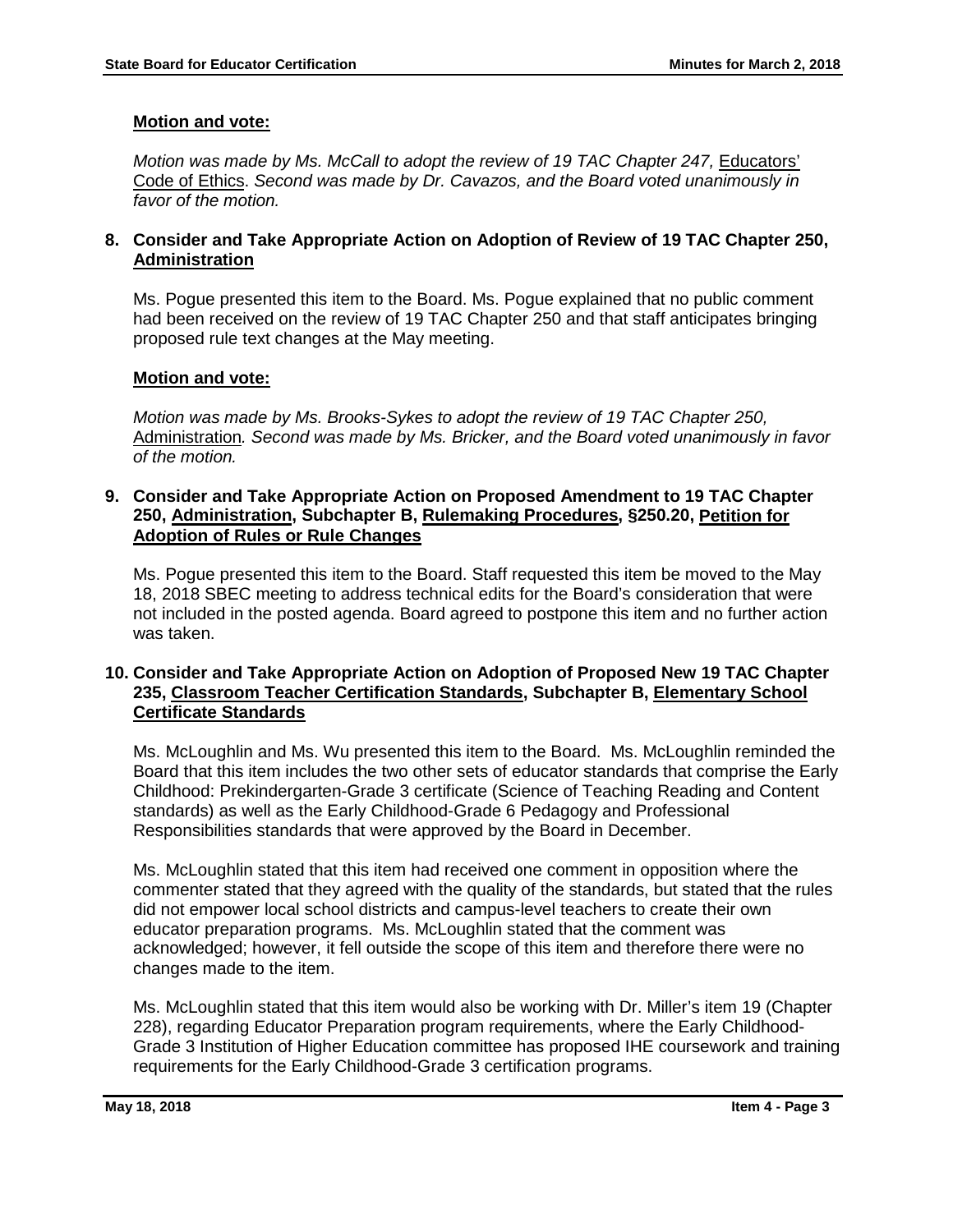**Motion and vote:**

*Motion was made by Ms. McCall to adopt the review of 19 TAC Chapter 247,* Educators' Code of Ethics. *Second was made by Dr. Cavazos, and the Board voted unanimously in favor of the motion.*

**8. Consider and Take Appropriate Action on Adoption of Review of 19 TAC Chapter 250, Administration**

Ms. Pogue presented this item to the Board. Ms. Pogue explained that no public comment had been received on the review of 19 TAC Chapter 250 and that staff anticipates bringing proposed rule text changes at the May meeting.

**Motion and vote:**

*Motion was made by Ms. Brooks-Sykes to adopt the review of 19 TAC Chapter 250,* Administration*. Second was made by Ms. Bricker, and the Board voted unanimously in favor of the motion.*

**9. Consider and Take Appropriate Action on Proposed Amendment to 19 TAC Chapter 250, Administration, Subchapter B, Rulemaking Procedures, §250.20, Petition for Adoption of Rules or Rule Changes**

Ms. Pogue presented this item to the Board. Staff requested this item be moved to the May 18, 2018 SBEC meeting to address technical edits for the Board's consideration that were not included in the posted agenda. Board agreed to postpone this item and no further action was taken.

**10. Consider and Take Appropriate Action on Adoption of Proposed New 19 TAC Chapter 235, Classroom Teacher Certification Standards, Subchapter B, Elementary School Certificate Standards**

Ms. McLoughlin and Ms. Wu presented this item to the Board. Ms. McLoughlin reminded the Board that this item includes the two other sets of educator standards that comprise the Early Childhood: Prekindergarten-Grade 3 certificate (Science of Teaching Reading and Content standards) as well as the Early Childhood-Grade 6 Pedagogy and Professional Responsibilities standards that were approved by the Board in December.

Ms. McLoughlin stated that this item had received one comment in opposition where the commenter stated that they agreed with the quality of the standards, but stated that the rules did not empower local school districts and campus-level teachers to create their own educator preparation programs. Ms. McLoughlin stated that the comment was acknowledged; however, it fell outside the scope of this item and therefore there were no changes made to the item.

Ms. McLoughlin stated that this item would also be working with Dr. Miller's item 19 (Chapter 228), regarding Educator Preparation program requirements, where the Early Childhood-Grade 3 Institution of Higher Education committee has proposed IHE coursework and training requirements for the Early Childhood-Grade 3 certification programs.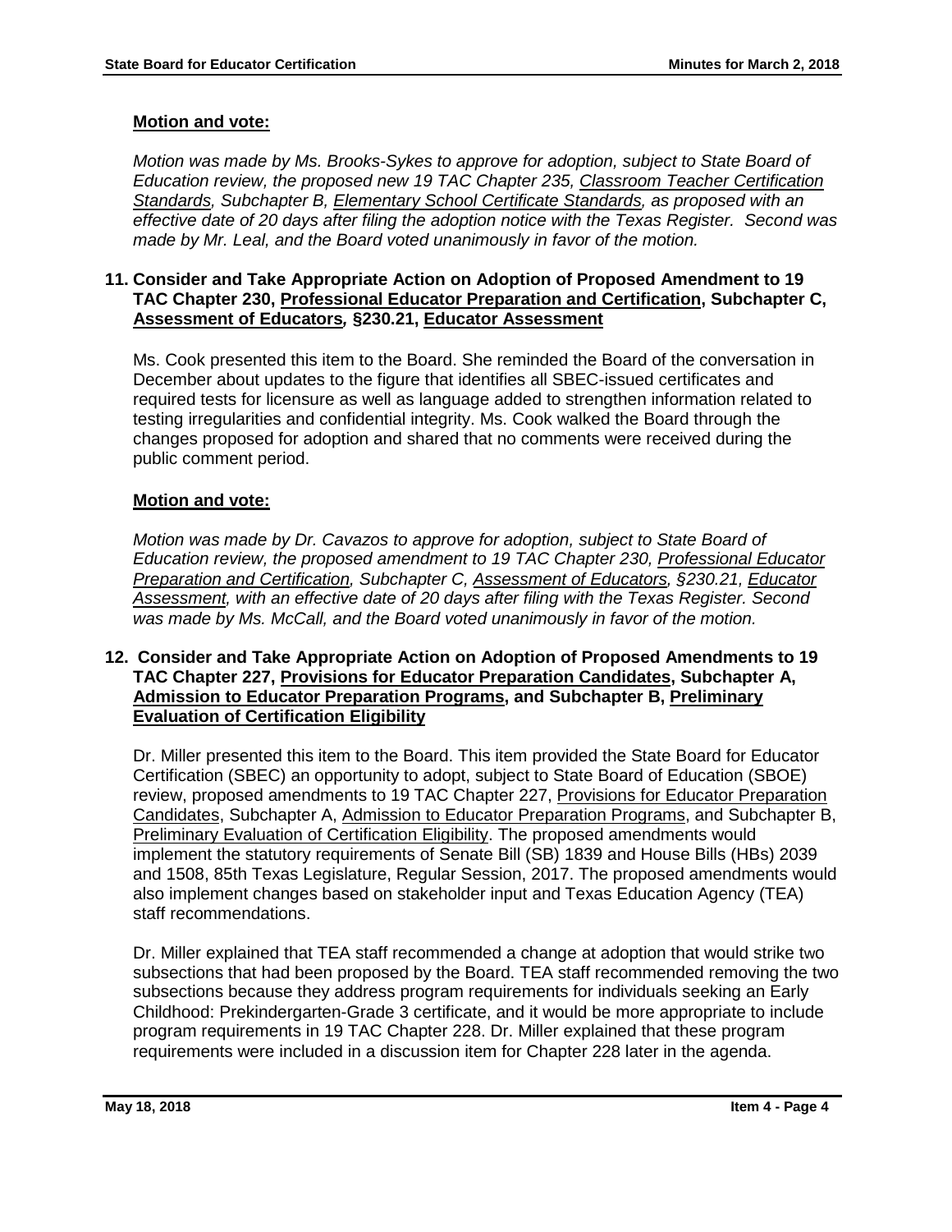**Motion and vote:**

*Motion was made by Ms. Brooks-Sykes to approve for adoption, subject to State Board of Education review, the proposed new 19 TAC Chapter 235, Classroom Teacher Certification Standards, Subchapter B, Elementary School Certificate Standards, as proposed with an effective date of 20 days after filing the adoption notice with the Texas Register. Second was made by Mr. Leal, and the Board voted unanimously in favor of the motion.*

**11. Consider and Take Appropriate Action on Adoption of Proposed Amendment to 19 TAC Chapter 230, Professional Educator Preparation and Certification, Subchapter C, Assessment of Educators, §230.21, Educator Assessment**

Ms. Cook presented this item to the Board. She reminded the Board of the conversation in December about updates to the figure that identifies all SBEC-issued certificates and required tests for licensure as well as language added to strengthen information related to testing irregularities and confidential integrity. Ms. Cook walked the Board through the changes proposed for adoption and shared that no comments were received during the public comment period.

**Motion and vote:**

*Motion was made by Dr. Cavazos to approve for adoption, subject to State Board of Education review, the proposed amendment to 19 TAC Chapter 230, Professional Educator Preparation and Certification, Subchapter C, Assessment of Educators, §230.21, Educator Assessment, with an effective date of 20 days after filing with the Texas Register. Second was made by Ms. McCall, and the Board voted unanimously in favor of the motion.*

**12. Consider and Take Appropriate Action on Adoption of Proposed Amendments to 19 TAC Chapter 227, Provisions for Educator Preparation Candidates, Subchapter A, Admission to Educator Preparation Programs, and Subchapter B, Preliminary Evaluation of Certification Eligibility**

Dr. Miller presented this item to the Board. This item provided the State Board for Educator Certification (SBEC) an opportunity to adopt, subject to State Board of Education (SBOE) review, proposed amendments to 19 TAC Chapter 227, Provisions for Educator Preparation Candidates, Subchapter A, Admission to Educator Preparation Programs, and Subchapter B, Preliminary Evaluation of Certification Eligibility. The proposed amendments would implement the statutory requirements of Senate Bill (SB) 1839 and House Bills (HBs) 2039 and 1508, 85th Texas Legislature, Regular Session, 2017. The proposed amendments would also implement changes based on stakeholder input and Texas Education Agency (TEA) staff recommendations.

Dr. Miller explained that TEA staff recommended a change at adoption that would strike two subsections that had been proposed by the Board. TEA staff recommended removing the two subsections because they address program requirements for individuals seeking an Early Childhood: Prekindergarten-Grade 3 certificate, and it would be more appropriate to include program requirements in 19 TAC Chapter 228. Dr. Miller explained that these program requirements were included in a discussion item for Chapter 228 later in the agenda.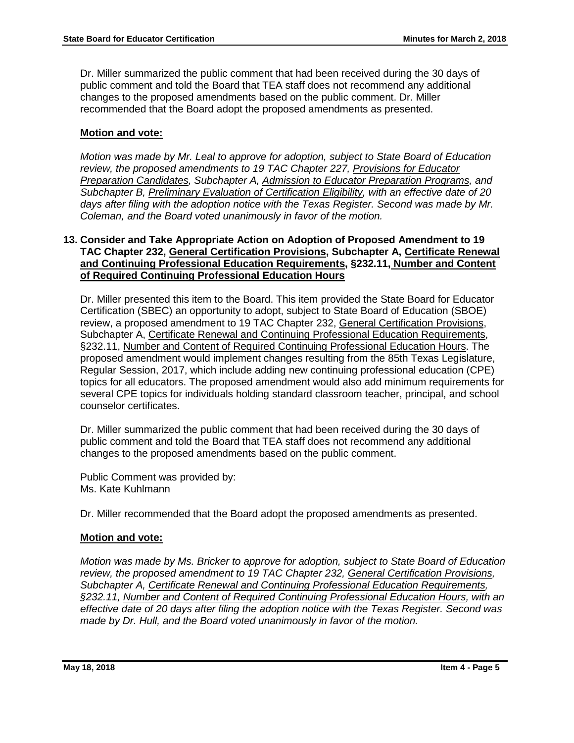Dr. Miller summarized the public comment that had been received during the 30 days of public comment and told the Board that TEA staff does not recommend any additional changes to the proposed amendments based on the public comment. Dr. Miller recommended that the Board adopt the proposed amendments as presented.

**Motion and vote:**

*Motion was made by Mr. Leal to approve for adoption, subject to State Board of Education review, the proposed amendments to 19 TAC Chapter 227, Provisions for Educator Preparation Candidates, Subchapter A, Admission to Educator Preparation Programs, and Subchapter B, Preliminary Evaluation of Certification Eligibility, with an effective date of 20 days after filing with the adoption notice with the Texas Register. Second was made by Mr. Coleman, and the Board voted unanimously in favor of the motion.*

**13. Consider and Take Appropriate Action on Adoption of Proposed Amendment to 19 TAC Chapter 232, General Certification Provisions, Subchapter A, Certificate Renewal and Continuing Professional Education Requirements, §232.11, Number and Content of Required Continuing Professional Education Hours**

Dr. Miller presented this item to the Board. This item provided the State Board for Educator Certification (SBEC) an opportunity to adopt, subject to State Board of Education (SBOE) review, a proposed amendment to 19 TAC Chapter 232, General Certification Provisions, Subchapter A, Certificate Renewal and Continuing Professional Education Requirements, §232.11, Number and Content of Required Continuing Professional Education Hours. The proposed amendment would implement changes resulting from the 85th Texas Legislature, Regular Session, 2017, which include adding new continuing professional education (CPE) topics for all educators. The proposed amendment would also add minimum requirements for several CPE topics for individuals holding standard classroom teacher, principal, and school counselor certificates.

Dr. Miller summarized the public comment that had been received during the 30 days of public comment and told the Board that TEA staff does not recommend any additional changes to the proposed amendments based on the public comment.

Public Comment was provided by:
Ms. Kate Kuhlmann

Dr. Miller recommended that the Board adopt the proposed amendments as presented.

**Motion and vote:**

*Motion was made by Ms. Bricker to approve for adoption, subject to State Board of Education review, the proposed amendment to 19 TAC Chapter 232, General Certification Provisions, Subchapter A, Certificate Renewal and Continuing Professional Education Requirements, §232.11, Number and Content of Required Continuing Professional Education Hours, with an effective date of 20 days after filing the adoption notice with the Texas Register. Second was made by Dr. Hull, and the Board voted unanimously in favor of the motion.*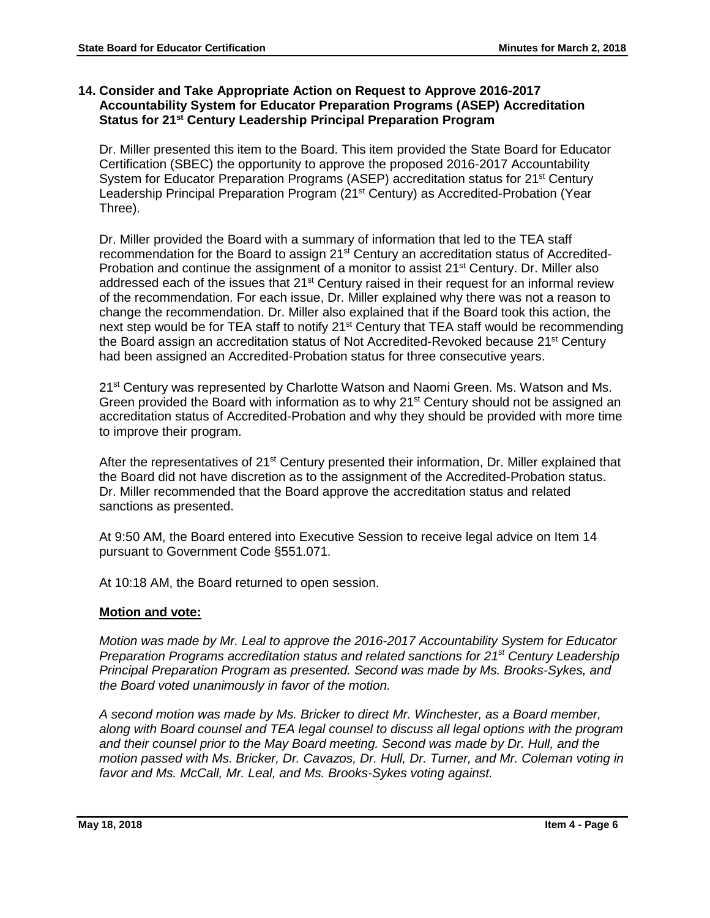### 14. Consider and Take Appropriate Action on Request to Approve 2016-2017 Accountability System for Educator Preparation Programs (ASEP) Accreditation Status for 21st Century Leadership Principal Preparation Program

Dr. Miller presented this item to the Board. This item provided the State Board for Educator Certification (SBEC) the opportunity to approve the proposed 2016-2017 Accountability System for Educator Preparation Programs (ASEP) accreditation status for 21st Century Leadership Principal Preparation Program (21st Century) as Accredited-Probation (Year Three).

Dr. Miller provided the Board with a summary of information that led to the TEA staff recommendation for the Board to assign 21st Century an accreditation status of Accredited-Probation and continue the assignment of a monitor to assist 21st Century. Dr. Miller also addressed each of the issues that 21st Century raised in their request for an informal review of the recommendation. For each issue, Dr. Miller explained why there was not a reason to change the recommendation. Dr. Miller also explained that if the Board took this action, the next step would be for TEA staff to notify 21st Century that TEA staff would be recommending the Board assign an accreditation status of Not Accredited-Revoked because 21st Century had been assigned an Accredited-Probation status for three consecutive years.

21st Century was represented by Charlotte Watson and Naomi Green. Ms. Watson and Ms. Green provided the Board with information as to why 21st Century should not be assigned an accreditation status of Accredited-Probation and why they should be provided with more time to improve their program.

After the representatives of 21st Century presented their information, Dr. Miller explained that the Board did not have discretion as to the assignment of the Accredited-Probation status. Dr. Miller recommended that the Board approve the accreditation status and related sanctions as presented.

At 9:50 AM, the Board entered into Executive Session to receive legal advice on Item 14 pursuant to Government Code §551.071.

At 10:18 AM, the Board returned to open session.

**Motion and vote:**

*Motion was made by Mr. Leal to approve the 2016-2017 Accountability System for Educator Preparation Programs accreditation status and related sanctions for 21st Century Leadership Principal Preparation Program as presented. Second was made by Ms. Brooks-Sykes, and the Board voted unanimously in favor of the motion.*

*A second motion was made by Ms. Bricker to direct Mr. Winchester, as a Board member, along with Board counsel and TEA legal counsel to discuss all legal options with the program and their counsel prior to the May Board meeting. Second was made by Dr. Hull, and the motion passed with Ms. Bricker, Dr. Cavazos, Dr. Hull, Dr. Turner, and Mr. Coleman voting in favor and Ms. McCall, Mr. Leal, and Ms. Brooks-Sykes voting against.*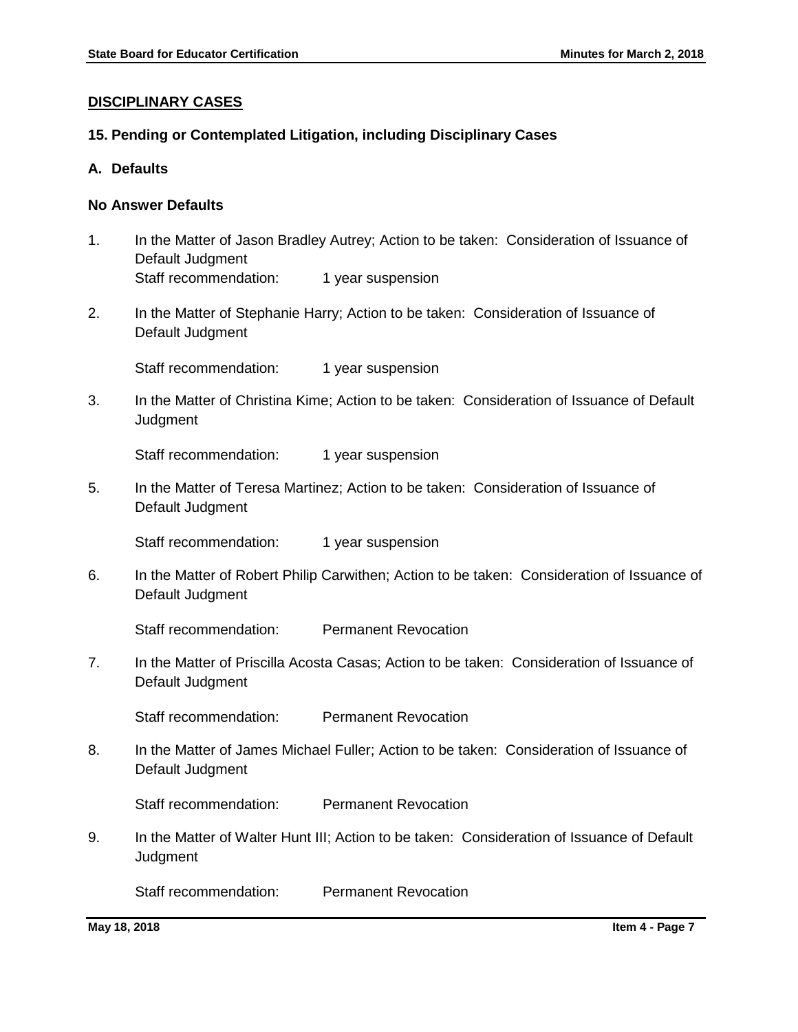## DISCIPLINARY CASES

### 15. Pending or Contemplated Litigation, including Disciplinary Cases

### A. Defaults

#### No Answer Defaults

1. In the Matter of Jason Bradley Autrey; Action to be taken: Consideration of Issuance of Default Judgment

   Staff recommendation: 1 year suspension

2. In the Matter of Stephanie Harry; Action to be taken: Consideration of Issuance of Default Judgment

   Staff recommendation: 1 year suspension

3. In the Matter of Christina Kime; Action to be taken: Consideration of Issuance of Default Judgment

   Staff recommendation: 1 year suspension

5. In the Matter of Teresa Martinez; Action to be taken: Consideration of Issuance of Default Judgment

   Staff recommendation: 1 year suspension

6. In the Matter of Robert Philip Carwithen; Action to be taken: Consideration of Issuance of Default Judgment

   Staff recommendation: Permanent Revocation

7. In the Matter of Priscilla Acosta Casas; Action to be taken: Consideration of Issuance of Default Judgment

   Staff recommendation: Permanent Revocation

8. In the Matter of James Michael Fuller; Action to be taken: Consideration of Issuance of Default Judgment

   Staff recommendation: Permanent Revocation

9. In the Matter of Walter Hunt III; Action to be taken: Consideration of Issuance of Default Judgment

   Staff recommendation: Permanent Revocation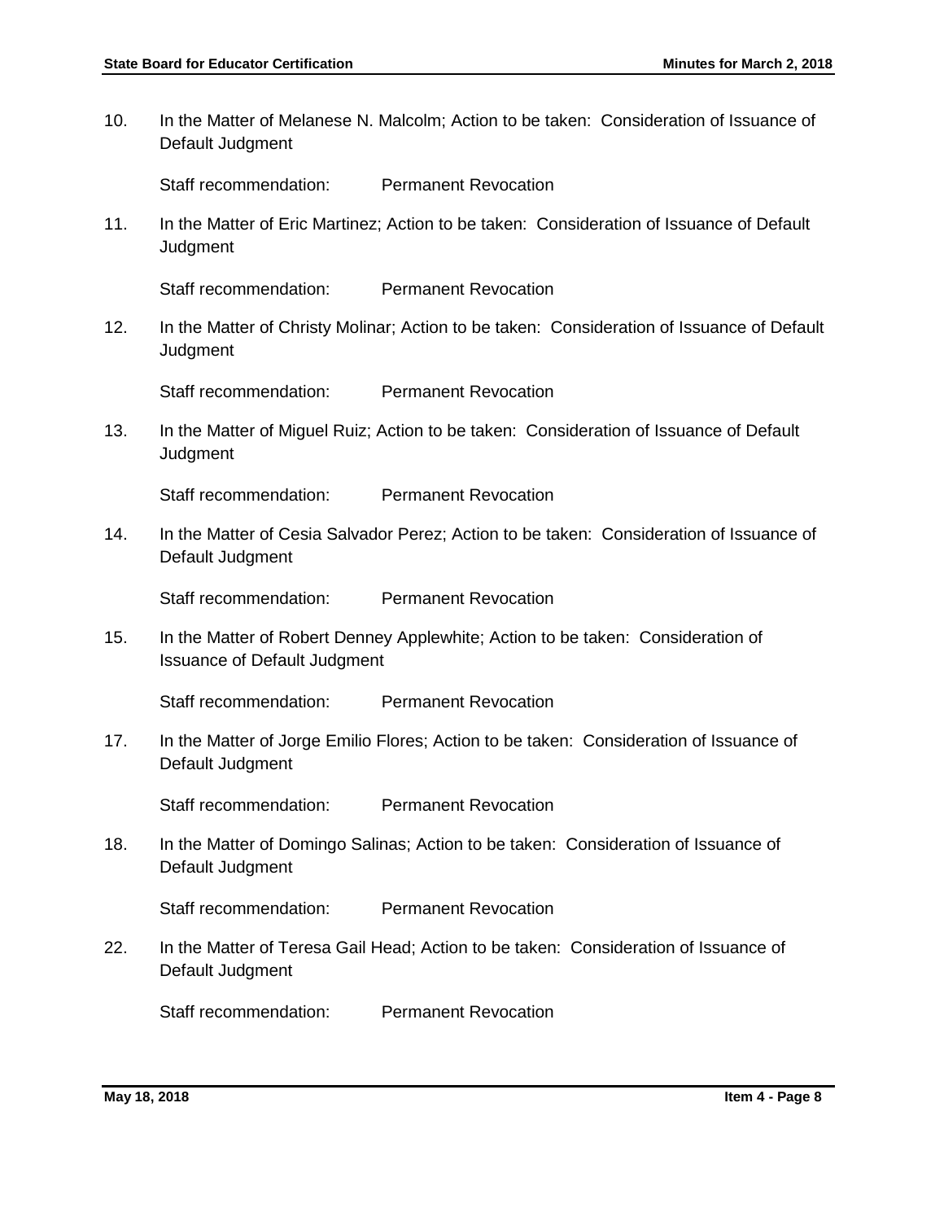10. In the Matter of Melanese N. Malcolm; Action to be taken: Consideration of Issuance of Default Judgment

    Staff recommendation: Permanent Revocation

11. In the Matter of Eric Martinez; Action to be taken: Consideration of Issuance of Default Judgment

    Staff recommendation: Permanent Revocation

12. In the Matter of Christy Molinar; Action to be taken: Consideration of Issuance of Default Judgment

    Staff recommendation: Permanent Revocation

13. In the Matter of Miguel Ruiz; Action to be taken: Consideration of Issuance of Default Judgment

    Staff recommendation: Permanent Revocation

14. In the Matter of Cesia Salvador Perez; Action to be taken: Consideration of Issuance of Default Judgment

    Staff recommendation: Permanent Revocation

15. In the Matter of Robert Denney Applewhite; Action to be taken: Consideration of Issuance of Default Judgment

    Staff recommendation: Permanent Revocation

17. In the Matter of Jorge Emilio Flores; Action to be taken: Consideration of Issuance of Default Judgment

    Staff recommendation: Permanent Revocation

18. In the Matter of Domingo Salinas; Action to be taken: Consideration of Issuance of Default Judgment

    Staff recommendation: Permanent Revocation

22. In the Matter of Teresa Gail Head; Action to be taken: Consideration of Issuance of Default Judgment

    Staff recommendation: Permanent Revocation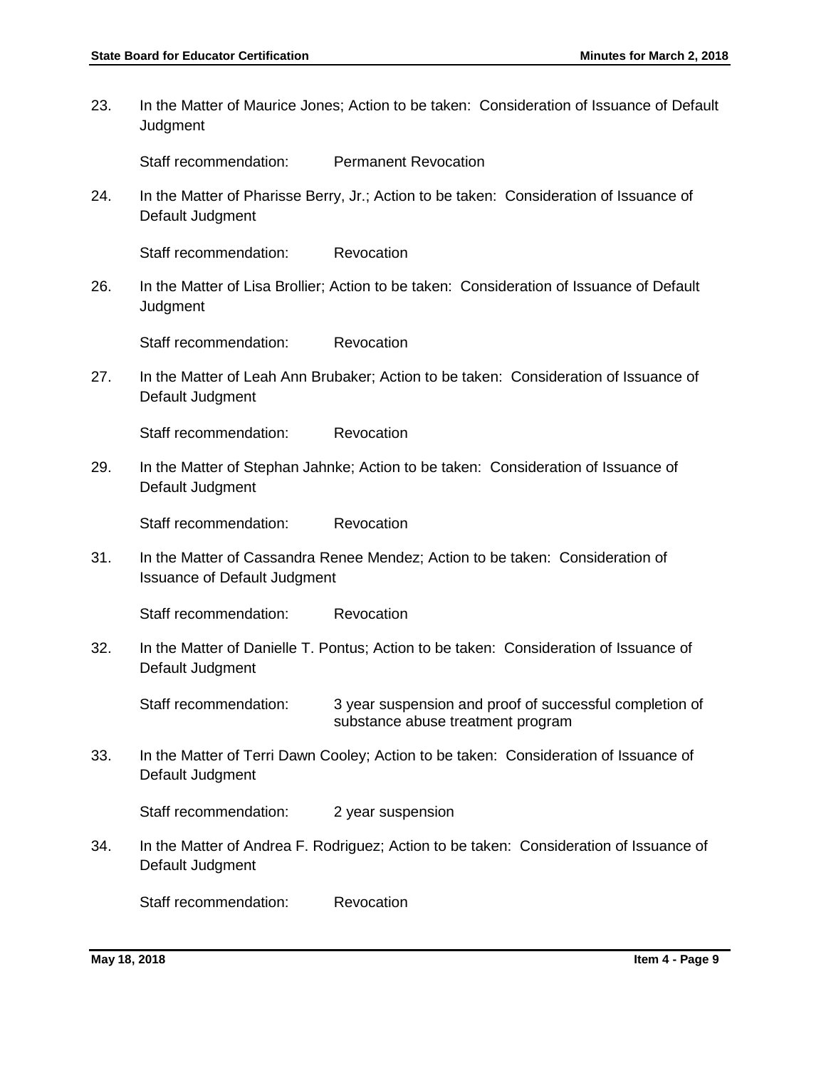23. In the Matter of Maurice Jones; Action to be taken: Consideration of Issuance of Default Judgment

    Staff recommendation: Permanent Revocation

24. In the Matter of Pharisse Berry, Jr.; Action to be taken: Consideration of Issuance of Default Judgment

    Staff recommendation: Revocation

26. In the Matter of Lisa Brollier; Action to be taken: Consideration of Issuance of Default Judgment

    Staff recommendation: Revocation

27. In the Matter of Leah Ann Brubaker; Action to be taken: Consideration of Issuance of Default Judgment

    Staff recommendation: Revocation

29. In the Matter of Stephan Jahnke; Action to be taken: Consideration of Issuance of Default Judgment

    Staff recommendation: Revocation

31. In the Matter of Cassandra Renee Mendez; Action to be taken: Consideration of Issuance of Default Judgment

    Staff recommendation: Revocation

32. In the Matter of Danielle T. Pontus; Action to be taken: Consideration of Issuance of Default Judgment

    Staff recommendation: 3 year suspension and proof of successful completion of substance abuse treatment program

33. In the Matter of Terri Dawn Cooley; Action to be taken: Consideration of Issuance of Default Judgment

    Staff recommendation: 2 year suspension

34. In the Matter of Andrea F. Rodriguez; Action to be taken: Consideration of Issuance of Default Judgment

    Staff recommendation: Revocation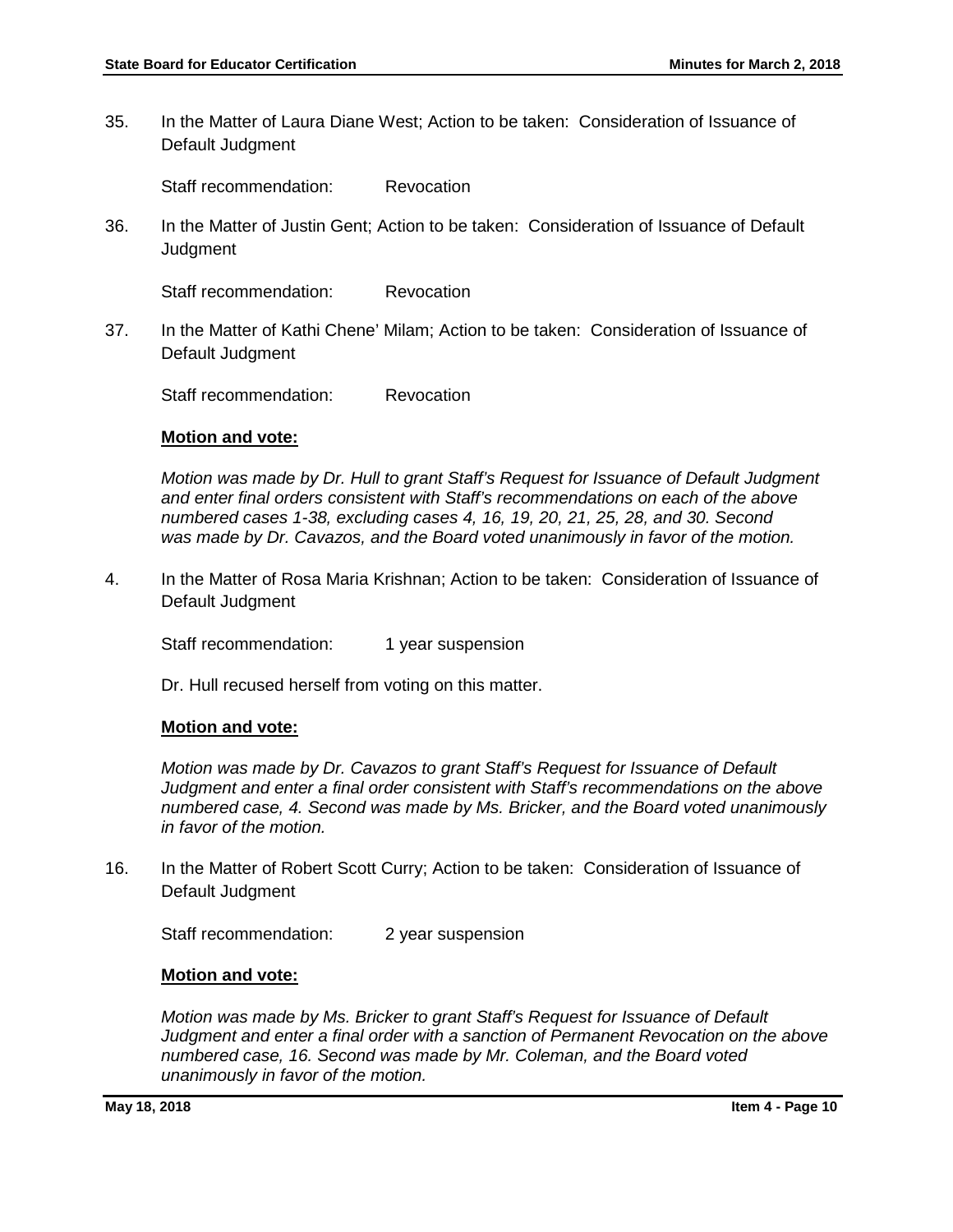35. In the Matter of Laura Diane West; Action to be taken: Consideration of Issuance of Default Judgment

    Staff recommendation: Revocation

36. In the Matter of Justin Gent; Action to be taken: Consideration of Issuance of Default Judgment

    Staff recommendation: Revocation

37. In the Matter of Kathi Chene' Milam; Action to be taken: Consideration of Issuance of Default Judgment

    Staff recommendation: Revocation

    **Motion and vote:**

    *Motion was made by Dr. Hull to grant Staff's Request for Issuance of Default Judgment and enter final orders consistent with Staff's recommendations on each of the above numbered cases 1-38, excluding cases 4, 16, 19, 20, 21, 25, 28, and 30. Second was made by Dr. Cavazos, and the Board voted unanimously in favor of the motion.*

4. In the Matter of Rosa Maria Krishnan; Action to be taken: Consideration of Issuance of Default Judgment

    Staff recommendation: 1 year suspension

    Dr. Hull recused herself from voting on this matter.

    **Motion and vote:**

    *Motion was made by Dr. Cavazos to grant Staff's Request for Issuance of Default Judgment and enter a final order consistent with Staff's recommendations on the above numbered case, 4. Second was made by Ms. Bricker, and the Board voted unanimously in favor of the motion.*

16. In the Matter of Robert Scott Curry; Action to be taken: Consideration of Issuance of Default Judgment

    Staff recommendation: 2 year suspension

    **Motion and vote:**

    *Motion was made by Ms. Bricker to grant Staff's Request for Issuance of Default Judgment and enter a final order with a sanction of Permanent Revocation on the above numbered case, 16. Second was made by Mr. Coleman, and the Board voted unanimously in favor of the motion.*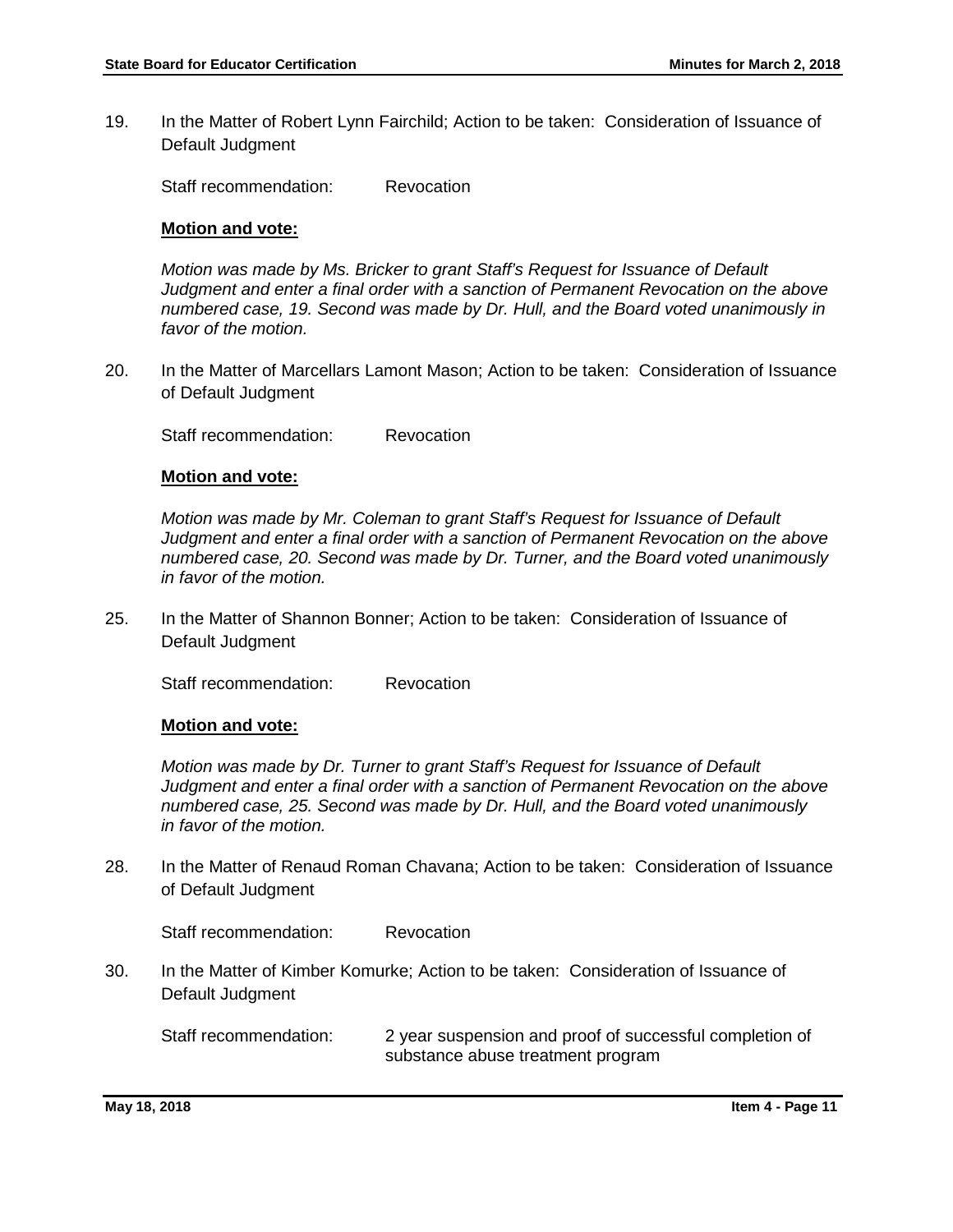19. In the Matter of Robert Lynn Fairchild; Action to be taken: Consideration of Issuance of Default Judgment

    Staff recommendation: Revocation

    **Motion and vote:**

    *Motion was made by Ms. Bricker to grant Staff's Request for Issuance of Default Judgment and enter a final order with a sanction of Permanent Revocation on the above numbered case, 19. Second was made by Dr. Hull, and the Board voted unanimously in favor of the motion.*

20. In the Matter of Marcellars Lamont Mason; Action to be taken: Consideration of Issuance of Default Judgment

    Staff recommendation: Revocation

    **Motion and vote:**

    *Motion was made by Mr. Coleman to grant Staff's Request for Issuance of Default Judgment and enter a final order with a sanction of Permanent Revocation on the above numbered case, 20. Second was made by Dr. Turner, and the Board voted unanimously in favor of the motion.*

25. In the Matter of Shannon Bonner; Action to be taken: Consideration of Issuance of Default Judgment

    Staff recommendation: Revocation

    **Motion and vote:**

    *Motion was made by Dr. Turner to grant Staff's Request for Issuance of Default Judgment and enter a final order with a sanction of Permanent Revocation on the above numbered case, 25. Second was made by Dr. Hull, and the Board voted unanimously in favor of the motion.*

28. In the Matter of Renaud Roman Chavana; Action to be taken: Consideration of Issuance of Default Judgment

    Staff recommendation: Revocation

30. In the Matter of Kimber Komurke; Action to be taken: Consideration of Issuance of Default Judgment

    Staff recommendation: 2 year suspension and proof of successful completion of substance abuse treatment program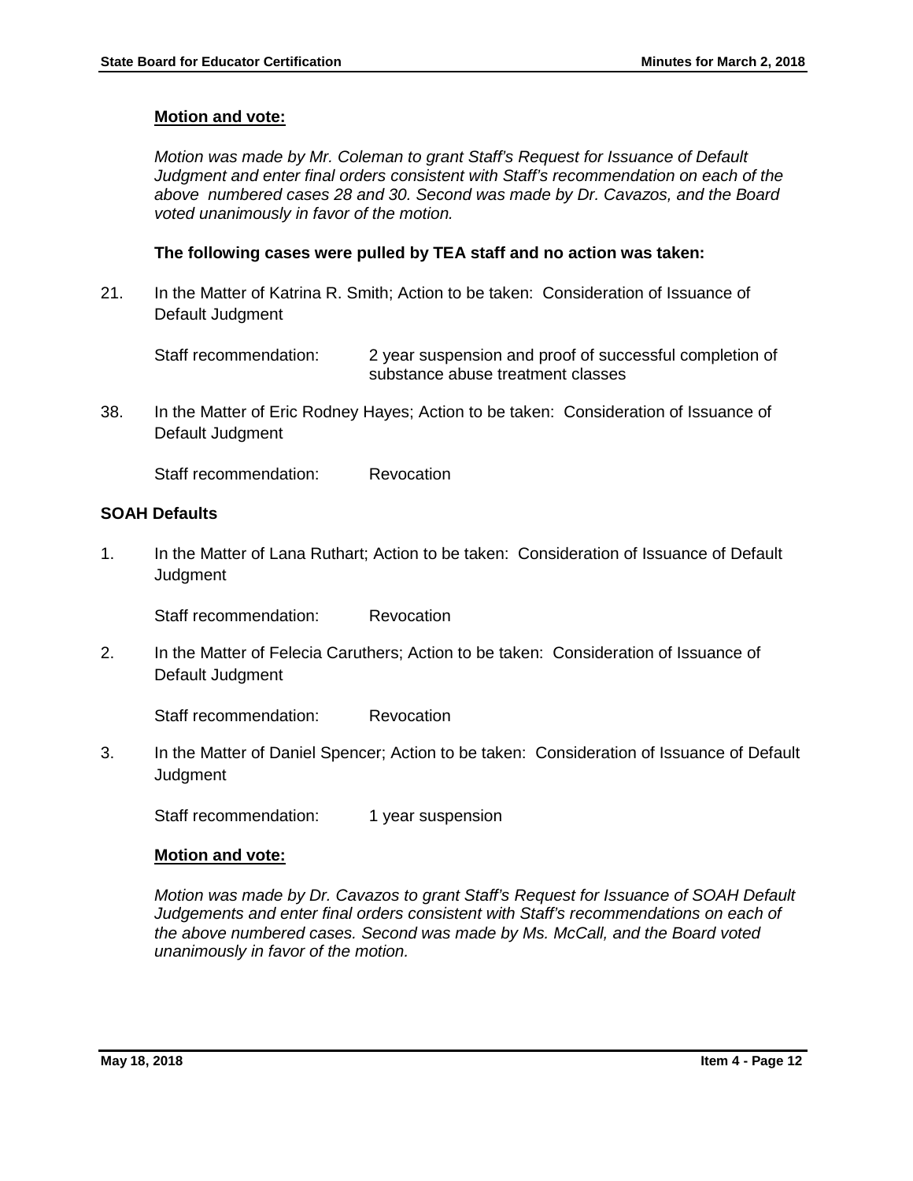**Motion and vote:**

*Motion was made by Mr. Coleman to grant Staff's Request for Issuance of Default Judgment and enter final orders consistent with Staff's recommendation on each of the above numbered cases 28 and 30. Second was made by Dr. Cavazos, and the Board voted unanimously in favor of the motion.*

**The following cases were pulled by TEA staff and no action was taken:**

21. In the Matter of Katrina R. Smith; Action to be taken: Consideration of Issuance of Default Judgment

    Staff recommendation: 2 year suspension and proof of successful completion of substance abuse treatment classes

38. In the Matter of Eric Rodney Hayes; Action to be taken: Consideration of Issuance of Default Judgment

    Staff recommendation: Revocation

**SOAH Defaults**

1. In the Matter of Lana Ruthart; Action to be taken: Consideration of Issuance of Default Judgment

   Staff recommendation: Revocation

2. In the Matter of Felecia Caruthers; Action to be taken: Consideration of Issuance of Default Judgment

   Staff recommendation: Revocation

3. In the Matter of Daniel Spencer; Action to be taken: Consideration of Issuance of Default Judgment

   Staff recommendation: 1 year suspension

**Motion and vote:**

*Motion was made by Dr. Cavazos to grant Staff's Request for Issuance of SOAH Default Judgements and enter final orders consistent with Staff's recommendations on each of the above numbered cases. Second was made by Ms. McCall, and the Board voted unanimously in favor of the motion.*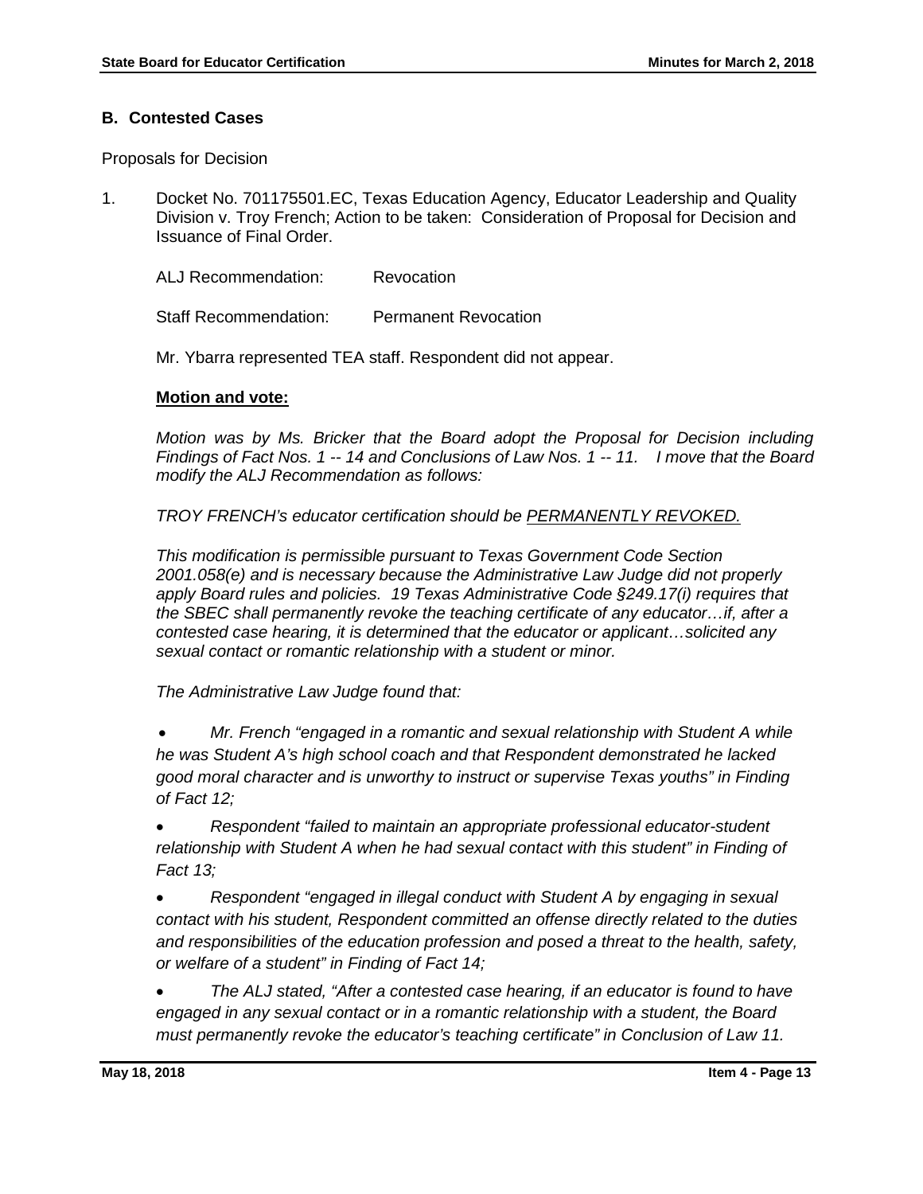## B. Contested Cases

Proposals for Decision

1. Docket No. 701175501.EC, Texas Education Agency, Educator Leadership and Quality Division v. Troy French; Action to be taken: Consideration of Proposal for Decision and Issuance of Final Order.

   ALJ Recommendation: Revocation

   Staff Recommendation: Permanent Revocation

   Mr. Ybarra represented TEA staff. Respondent did not appear.

   **Motion and vote:**

   *Motion was by Ms. Bricker that the Board adopt the Proposal for Decision including Findings of Fact Nos. 1 -- 14 and Conclusions of Law Nos. 1 -- 11. I move that the Board modify the ALJ Recommendation as follows:*

   *TROY FRENCH's educator certification should be <u>PERMANENTLY REVOKED.</u>*

   *This modification is permissible pursuant to Texas Government Code Section 2001.058(e) and is necessary because the Administrative Law Judge did not properly apply Board rules and policies. 19 Texas Administrative Code §249.17(i) requires that the SBEC shall permanently revoke the teaching certificate of any educator…if, after a contested case hearing, it is determined that the educator or applicant…solicited any sexual contact or romantic relationship with a student or minor.*

   *The Administrative Law Judge found that:*

   - *Mr. French "engaged in a romantic and sexual relationship with Student A while he was Student A's high school coach and that Respondent demonstrated he lacked good moral character and is unworthy to instruct or supervise Texas youths" in Finding of Fact 12;*
   - *Respondent "failed to maintain an appropriate professional educator-student relationship with Student A when he had sexual contact with this student" in Finding of Fact 13;*
   - *Respondent "engaged in illegal conduct with Student A by engaging in sexual contact with his student, Respondent committed an offense directly related to the duties and responsibilities of the education profession and posed a threat to the health, safety, or welfare of a student" in Finding of Fact 14;*
   - *The ALJ stated, "After a contested case hearing, if an educator is found to have engaged in any sexual contact or in a romantic relationship with a student, the Board must permanently revoke the educator's teaching certificate" in Conclusion of Law 11.*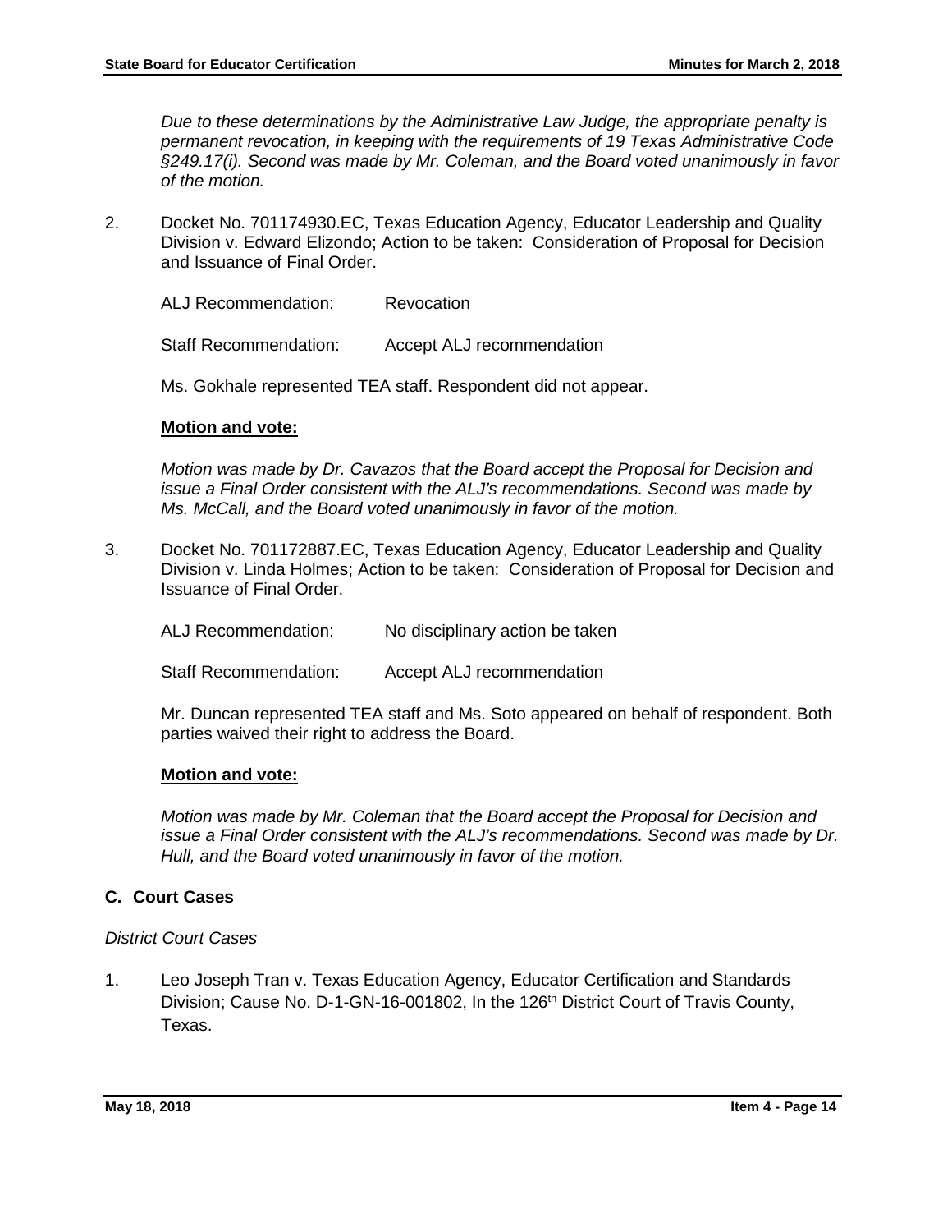*Due to these determinations by the Administrative Law Judge, the appropriate penalty is permanent revocation, in keeping with the requirements of 19 Texas Administrative Code §249.17(i). Second was made by Mr. Coleman, and the Board voted unanimously in favor of the motion.*

2. Docket No. 701174930.EC, Texas Education Agency, Educator Leadership and Quality Division v. Edward Elizondo; Action to be taken: Consideration of Proposal for Decision and Issuance of Final Order.

   ALJ Recommendation: Revocation

   Staff Recommendation: Accept ALJ recommendation

   Ms. Gokhale represented TEA staff. Respondent did not appear.

   **Motion and vote:**

   *Motion was made by Dr. Cavazos that the Board accept the Proposal for Decision and issue a Final Order consistent with the ALJ's recommendations. Second was made by Ms. McCall, and the Board voted unanimously in favor of the motion.*

3. Docket No. 701172887.EC, Texas Education Agency, Educator Leadership and Quality Division v. Linda Holmes; Action to be taken: Consideration of Proposal for Decision and Issuance of Final Order.

   ALJ Recommendation: No disciplinary action be taken

   Staff Recommendation: Accept ALJ recommendation

   Mr. Duncan represented TEA staff and Ms. Soto appeared on behalf of respondent. Both parties waived their right to address the Board.

   **Motion and vote:**

   *Motion was made by Mr. Coleman that the Board accept the Proposal for Decision and issue a Final Order consistent with the ALJ's recommendations. Second was made by Dr. Hull, and the Board voted unanimously in favor of the motion.*

### C. Court Cases

*District Court Cases*

1. Leo Joseph Tran v. Texas Education Agency, Educator Certification and Standards Division; Cause No. D-1-GN-16-001802, In the 126th District Court of Travis County, Texas.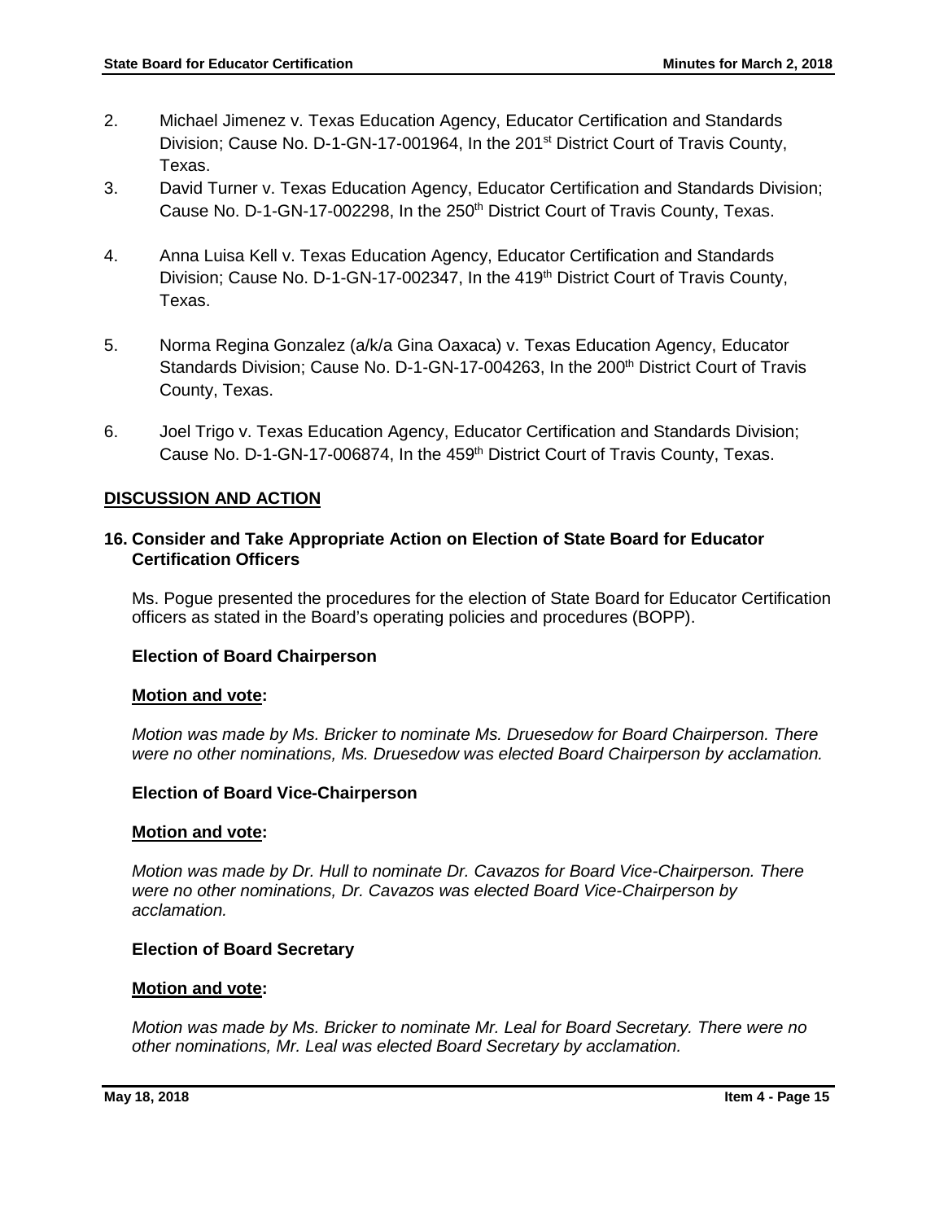2. Michael Jimenez v. Texas Education Agency, Educator Certification and Standards Division; Cause No. D-1-GN-17-001964, In the 201st District Court of Travis County, Texas.
3. David Turner v. Texas Education Agency, Educator Certification and Standards Division; Cause No. D-1-GN-17-002298, In the 250th District Court of Travis County, Texas.
4. Anna Luisa Kell v. Texas Education Agency, Educator Certification and Standards Division; Cause No. D-1-GN-17-002347, In the 419th District Court of Travis County, Texas.
5. Norma Regina Gonzalez (a/k/a Gina Oaxaca) v. Texas Education Agency, Educator Standards Division; Cause No. D-1-GN-17-004263, In the 200th District Court of Travis County, Texas.
6. Joel Trigo v. Texas Education Agency, Educator Certification and Standards Division; Cause No. D-1-GN-17-006874, In the 459th District Court of Travis County, Texas.

## DISCUSSION AND ACTION

### 16. Consider and Take Appropriate Action on Election of State Board for Educator Certification Officers

Ms. Pogue presented the procedures for the election of State Board for Educator Certification officers as stated in the Board's operating policies and procedures (BOPP).

**Election of Board Chairperson**

**Motion and vote:**

*Motion was made by Ms. Bricker to nominate Ms. Druesedow for Board Chairperson. There were no other nominations, Ms. Druesedow was elected Board Chairperson by acclamation.*

**Election of Board Vice-Chairperson**

**Motion and vote:**

*Motion was made by Dr. Hull to nominate Dr. Cavazos for Board Vice-Chairperson. There were no other nominations, Dr. Cavazos was elected Board Vice-Chairperson by acclamation.*

**Election of Board Secretary**

**Motion and vote:**

*Motion was made by Ms. Bricker to nominate Mr. Leal for Board Secretary. There were no other nominations, Mr. Leal was elected Board Secretary by acclamation.*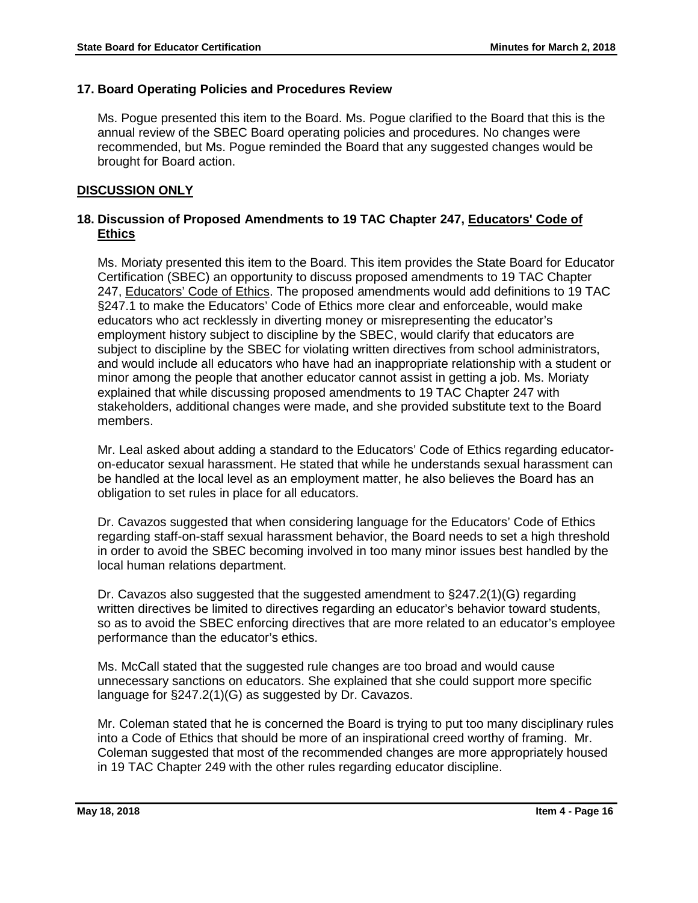## 17. Board Operating Policies and Procedures Review

Ms. Pogue presented this item to the Board. Ms. Pogue clarified to the Board that this is the annual review of the SBEC Board operating policies and procedures. No changes were recommended, but Ms. Pogue reminded the Board that any suggested changes would be brought for Board action.

## DISCUSSION ONLY

## 18. Discussion of Proposed Amendments to 19 TAC Chapter 247, Educators' Code of Ethics

Ms. Moriaty presented this item to the Board. This item provides the State Board for Educator Certification (SBEC) an opportunity to discuss proposed amendments to 19 TAC Chapter 247, Educators' Code of Ethics. The proposed amendments would add definitions to 19 TAC §247.1 to make the Educators' Code of Ethics more clear and enforceable, would make educators who act recklessly in diverting money or misrepresenting the educator's employment history subject to discipline by the SBEC, would clarify that educators are subject to discipline by the SBEC for violating written directives from school administrators, and would include all educators who have had an inappropriate relationship with a student or minor among the people that another educator cannot assist in getting a job. Ms. Moriaty explained that while discussing proposed amendments to 19 TAC Chapter 247 with stakeholders, additional changes were made, and she provided substitute text to the Board members.

Mr. Leal asked about adding a standard to the Educators' Code of Ethics regarding educator-on-educator sexual harassment. He stated that while he understands sexual harassment can be handled at the local level as an employment matter, he also believes the Board has an obligation to set rules in place for all educators.

Dr. Cavazos suggested that when considering language for the Educators' Code of Ethics regarding staff-on-staff sexual harassment behavior, the Board needs to set a high threshold in order to avoid the SBEC becoming involved in too many minor issues best handled by the local human relations department.

Dr. Cavazos also suggested that the suggested amendment to §247.2(1)(G) regarding written directives be limited to directives regarding an educator's behavior toward students, so as to avoid the SBEC enforcing directives that are more related to an educator's employee performance than the educator's ethics.

Ms. McCall stated that the suggested rule changes are too broad and would cause unnecessary sanctions on educators. She explained that she could support more specific language for §247.2(1)(G) as suggested by Dr. Cavazos.

Mr. Coleman stated that he is concerned the Board is trying to put too many disciplinary rules into a Code of Ethics that should be more of an inspirational creed worthy of framing. Mr. Coleman suggested that most of the recommended changes are more appropriately housed in 19 TAC Chapter 249 with the other rules regarding educator discipline.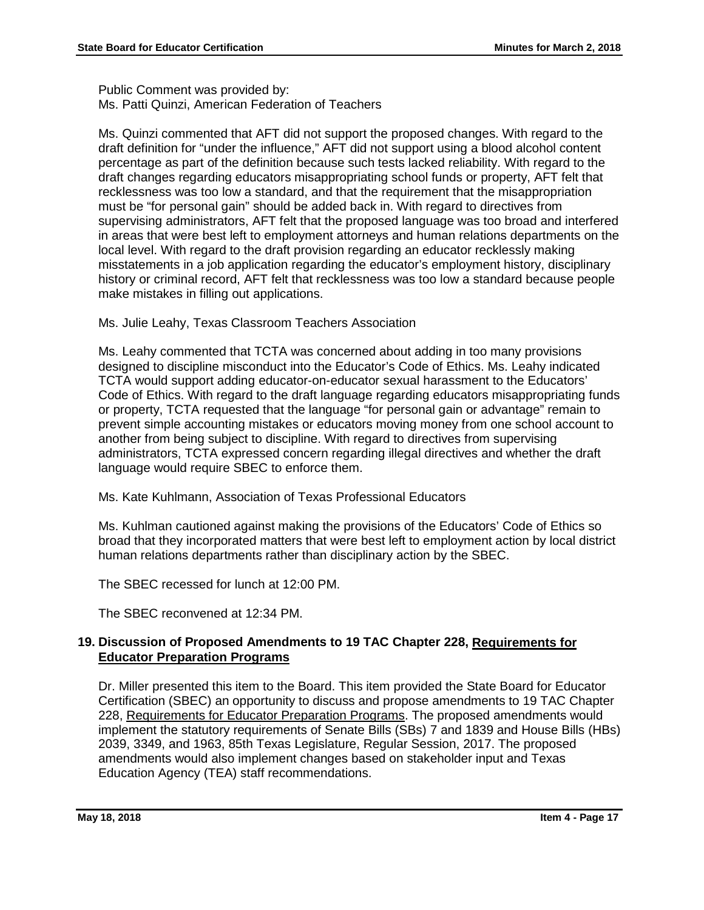Public Comment was provided by:
Ms. Patti Quinzi, American Federation of Teachers

Ms. Quinzi commented that AFT did not support the proposed changes. With regard to the draft definition for "under the influence," AFT did not support using a blood alcohol content percentage as part of the definition because such tests lacked reliability. With regard to the draft changes regarding educators misappropriating school funds or property, AFT felt that recklessness was too low a standard, and that the requirement that the misappropriation must be "for personal gain" should be added back in. With regard to directives from supervising administrators, AFT felt that the proposed language was too broad and interfered in areas that were best left to employment attorneys and human relations departments on the local level. With regard to the draft provision regarding an educator recklessly making misstatements in a job application regarding the educator's employment history, disciplinary history or criminal record, AFT felt that recklessness was too low a standard because people make mistakes in filling out applications.

Ms. Julie Leahy, Texas Classroom Teachers Association

Ms. Leahy commented that TCTA was concerned about adding in too many provisions designed to discipline misconduct into the Educator's Code of Ethics. Ms. Leahy indicated TCTA would support adding educator-on-educator sexual harassment to the Educators' Code of Ethics. With regard to the draft language regarding educators misappropriating funds or property, TCTA requested that the language "for personal gain or advantage" remain to prevent simple accounting mistakes or educators moving money from one school account to another from being subject to discipline. With regard to directives from supervising administrators, TCTA expressed concern regarding illegal directives and whether the draft language would require SBEC to enforce them.

Ms. Kate Kuhlmann, Association of Texas Professional Educators

Ms. Kuhlman cautioned against making the provisions of the Educators' Code of Ethics so broad that they incorporated matters that were best left to employment action by local district human relations departments rather than disciplinary action by the SBEC.

The SBEC recessed for lunch at 12:00 PM.

The SBEC reconvened at 12:34 PM.

### 19. Discussion of Proposed Amendments to 19 TAC Chapter 228, Requirements for Educator Preparation Programs

Dr. Miller presented this item to the Board. This item provided the State Board for Educator Certification (SBEC) an opportunity to discuss and propose amendments to 19 TAC Chapter 228, Requirements for Educator Preparation Programs. The proposed amendments would implement the statutory requirements of Senate Bills (SBs) 7 and 1839 and House Bills (HBs) 2039, 3349, and 1963, 85th Texas Legislature, Regular Session, 2017. The proposed amendments would also implement changes based on stakeholder input and Texas Education Agency (TEA) staff recommendations.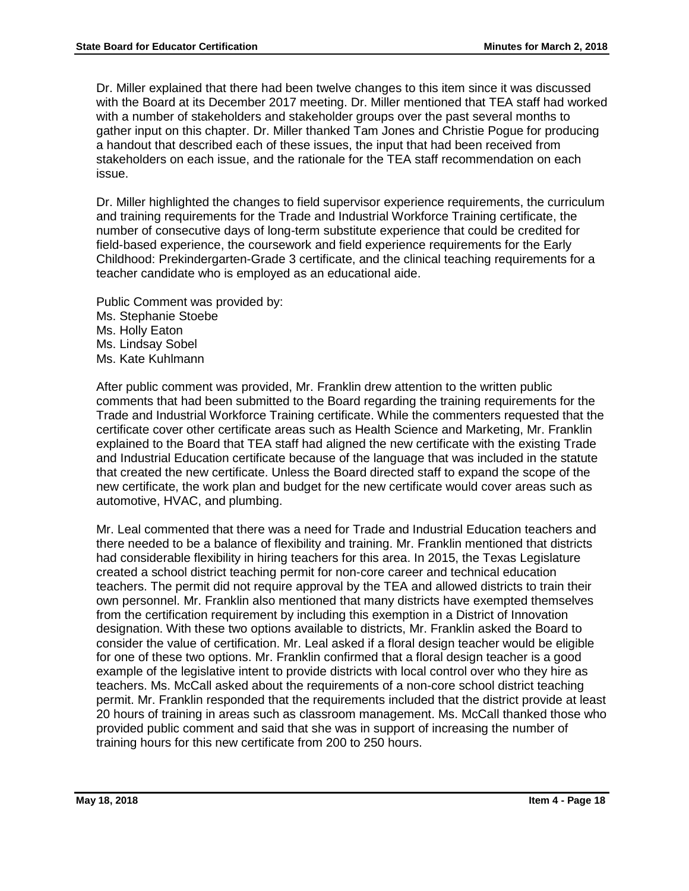Dr. Miller explained that there had been twelve changes to this item since it was discussed with the Board at its December 2017 meeting. Dr. Miller mentioned that TEA staff had worked with a number of stakeholders and stakeholder groups over the past several months to gather input on this chapter. Dr. Miller thanked Tam Jones and Christie Pogue for producing a handout that described each of these issues, the input that had been received from stakeholders on each issue, and the rationale for the TEA staff recommendation on each issue.

Dr. Miller highlighted the changes to field supervisor experience requirements, the curriculum and training requirements for the Trade and Industrial Workforce Training certificate, the number of consecutive days of long-term substitute experience that could be credited for field-based experience, the coursework and field experience requirements for the Early Childhood: Prekindergarten-Grade 3 certificate, and the clinical teaching requirements for a teacher candidate who is employed as an educational aide.

Public Comment was provided by:
Ms. Stephanie Stoebe
Ms. Holly Eaton
Ms. Lindsay Sobel
Ms. Kate Kuhlmann

After public comment was provided, Mr. Franklin drew attention to the written public comments that had been submitted to the Board regarding the training requirements for the Trade and Industrial Workforce Training certificate. While the commenters requested that the certificate cover other certificate areas such as Health Science and Marketing, Mr. Franklin explained to the Board that TEA staff had aligned the new certificate with the existing Trade and Industrial Education certificate because of the language that was included in the statute that created the new certificate. Unless the Board directed staff to expand the scope of the new certificate, the work plan and budget for the new certificate would cover areas such as automotive, HVAC, and plumbing.

Mr. Leal commented that there was a need for Trade and Industrial Education teachers and there needed to be a balance of flexibility and training. Mr. Franklin mentioned that districts had considerable flexibility in hiring teachers for this area. In 2015, the Texas Legislature created a school district teaching permit for non-core career and technical education teachers. The permit did not require approval by the TEA and allowed districts to train their own personnel. Mr. Franklin also mentioned that many districts have exempted themselves from the certification requirement by including this exemption in a District of Innovation designation. With these two options available to districts, Mr. Franklin asked the Board to consider the value of certification. Mr. Leal asked if a floral design teacher would be eligible for one of these two options. Mr. Franklin confirmed that a floral design teacher is a good example of the legislative intent to provide districts with local control over who they hire as teachers. Ms. McCall asked about the requirements of a non-core school district teaching permit. Mr. Franklin responded that the requirements included that the district provide at least 20 hours of training in areas such as classroom management. Ms. McCall thanked those who provided public comment and said that she was in support of increasing the number of training hours for this new certificate from 200 to 250 hours.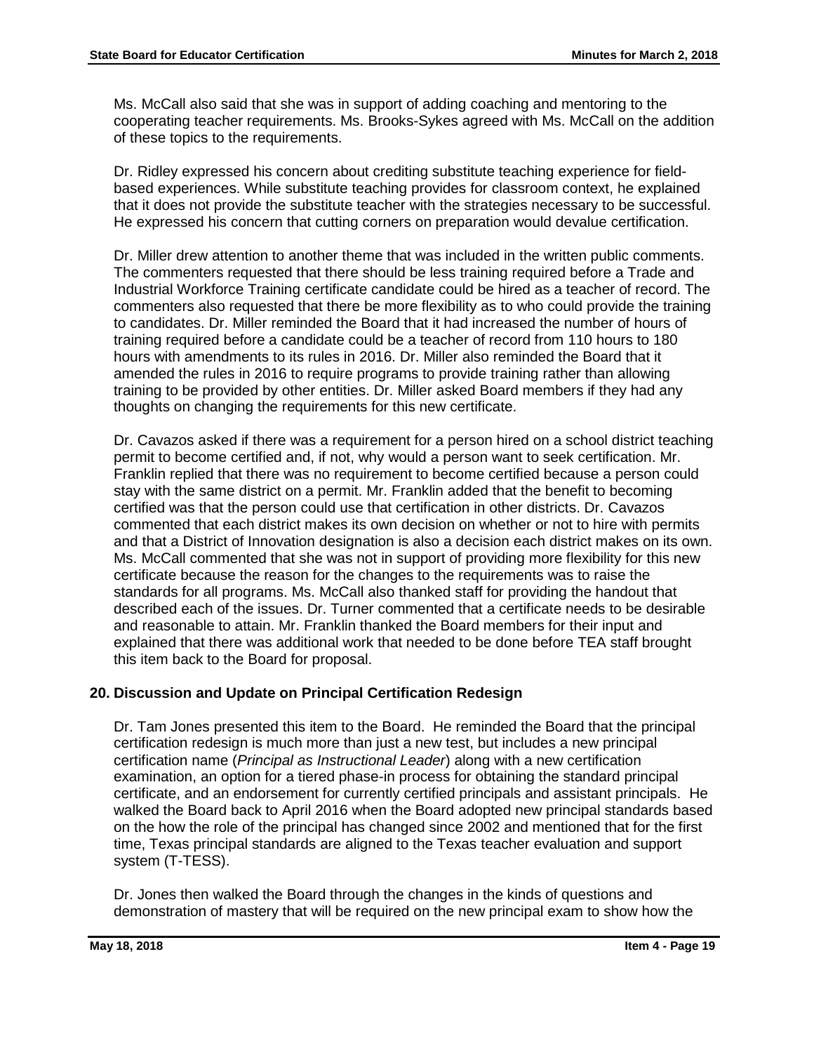Ms. McCall also said that she was in support of adding coaching and mentoring to the cooperating teacher requirements. Ms. Brooks-Sykes agreed with Ms. McCall on the addition of these topics to the requirements.

Dr. Ridley expressed his concern about crediting substitute teaching experience for field-based experiences. While substitute teaching provides for classroom context, he explained that it does not provide the substitute teacher with the strategies necessary to be successful. He expressed his concern that cutting corners on preparation would devalue certification.

Dr. Miller drew attention to another theme that was included in the written public comments. The commenters requested that there should be less training required before a Trade and Industrial Workforce Training certificate candidate could be hired as a teacher of record. The commenters also requested that there be more flexibility as to who could provide the training to candidates. Dr. Miller reminded the Board that it had increased the number of hours of training required before a candidate could be a teacher of record from 110 hours to 180 hours with amendments to its rules in 2016. Dr. Miller also reminded the Board that it amended the rules in 2016 to require programs to provide training rather than allowing training to be provided by other entities. Dr. Miller asked Board members if they had any thoughts on changing the requirements for this new certificate.

Dr. Cavazos asked if there was a requirement for a person hired on a school district teaching permit to become certified and, if not, why would a person want to seek certification. Mr. Franklin replied that there was no requirement to become certified because a person could stay with the same district on a permit. Mr. Franklin added that the benefit to becoming certified was that the person could use that certification in other districts. Dr. Cavazos commented that each district makes its own decision on whether or not to hire with permits and that a District of Innovation designation is also a decision each district makes on its own. Ms. McCall commented that she was not in support of providing more flexibility for this new certificate because the reason for the changes to the requirements was to raise the standards for all programs. Ms. McCall also thanked staff for providing the handout that described each of the issues. Dr. Turner commented that a certificate needs to be desirable and reasonable to attain. Mr. Franklin thanked the Board members for their input and explained that there was additional work that needed to be done before TEA staff brought this item back to the Board for proposal.

## 20. Discussion and Update on Principal Certification Redesign

Dr. Tam Jones presented this item to the Board. He reminded the Board that the principal certification redesign is much more than just a new test, but includes a new principal certification name (*Principal as Instructional Leader*) along with a new certification examination, an option for a tiered phase-in process for obtaining the standard principal certificate, and an endorsement for currently certified principals and assistant principals. He walked the Board back to April 2016 when the Board adopted new principal standards based on the how the role of the principal has changed since 2002 and mentioned that for the first time, Texas principal standards are aligned to the Texas teacher evaluation and support system (T-TESS).

Dr. Jones then walked the Board through the changes in the kinds of questions and demonstration of mastery that will be required on the new principal exam to show how the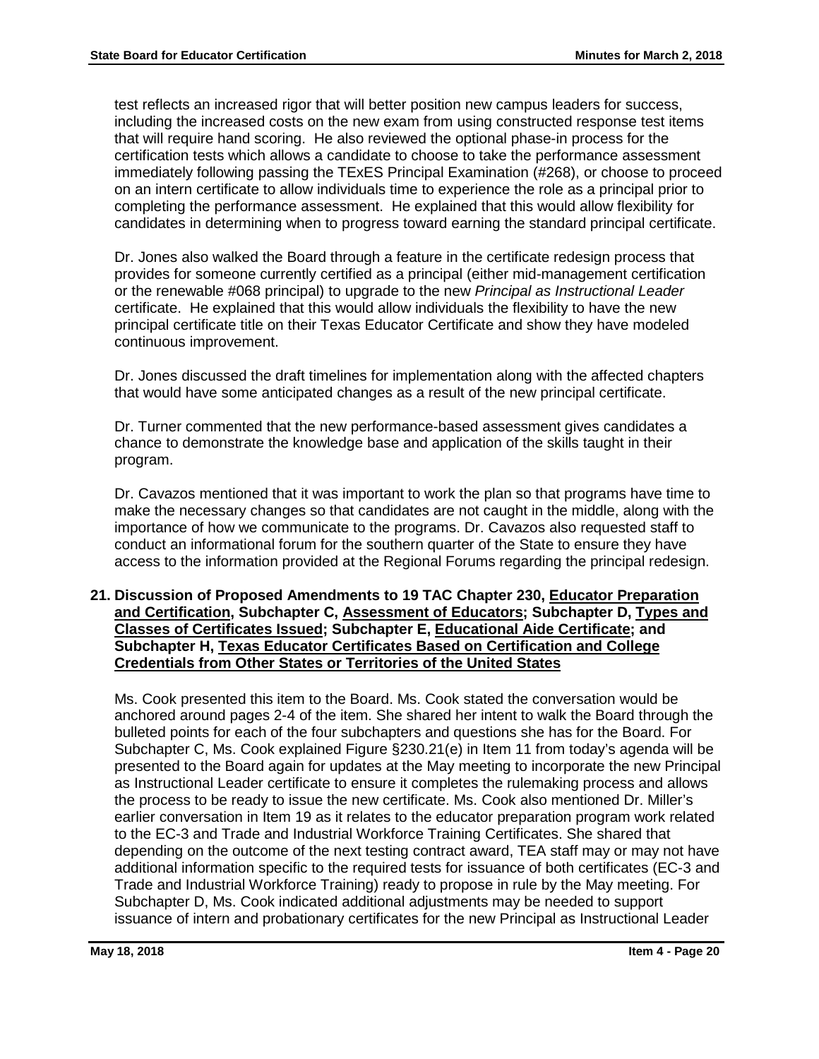test reflects an increased rigor that will better position new campus leaders for success, including the increased costs on the new exam from using constructed response test items that will require hand scoring. He also reviewed the optional phase-in process for the certification tests which allows a candidate to choose to take the performance assessment immediately following passing the TExES Principal Examination (#268), or choose to proceed on an intern certificate to allow individuals time to experience the role as a principal prior to completing the performance assessment. He explained that this would allow flexibility for candidates in determining when to progress toward earning the standard principal certificate.

Dr. Jones also walked the Board through a feature in the certificate redesign process that provides for someone currently certified as a principal (either mid-management certification or the renewable #068 principal) to upgrade to the new *Principal as Instructional Leader* certificate. He explained that this would allow individuals the flexibility to have the new principal certificate title on their Texas Educator Certificate and show they have modeled continuous improvement.

Dr. Jones discussed the draft timelines for implementation along with the affected chapters that would have some anticipated changes as a result of the new principal certificate.

Dr. Turner commented that the new performance-based assessment gives candidates a chance to demonstrate the knowledge base and application of the skills taught in their program.

Dr. Cavazos mentioned that it was important to work the plan so that programs have time to make the necessary changes so that candidates are not caught in the middle, along with the importance of how we communicate to the programs. Dr. Cavazos also requested staff to conduct an informational forum for the southern quarter of the State to ensure they have access to the information provided at the Regional Forums regarding the principal redesign.

**21. Discussion of Proposed Amendments to 19 TAC Chapter 230, Educator Preparation and Certification, Subchapter C, Assessment of Educators; Subchapter D, Types and Classes of Certificates Issued; Subchapter E, Educational Aide Certificate; and Subchapter H, Texas Educator Certificates Based on Certification and College Credentials from Other States or Territories of the United States**

Ms. Cook presented this item to the Board. Ms. Cook stated the conversation would be anchored around pages 2-4 of the item. She shared her intent to walk the Board through the bulleted points for each of the four subchapters and questions she has for the Board. For Subchapter C, Ms. Cook explained Figure §230.21(e) in Item 11 from today's agenda will be presented to the Board again for updates at the May meeting to incorporate the new Principal as Instructional Leader certificate to ensure it completes the rulemaking process and allows the process to be ready to issue the new certificate. Ms. Cook also mentioned Dr. Miller's earlier conversation in Item 19 as it relates to the educator preparation program work related to the EC-3 and Trade and Industrial Workforce Training Certificates. She shared that depending on the outcome of the next testing contract award, TEA staff may or may not have additional information specific to the required tests for issuance of both certificates (EC-3 and Trade and Industrial Workforce Training) ready to propose in rule by the May meeting. For Subchapter D, Ms. Cook indicated additional adjustments may be needed to support issuance of intern and probationary certificates for the new Principal as Instructional Leader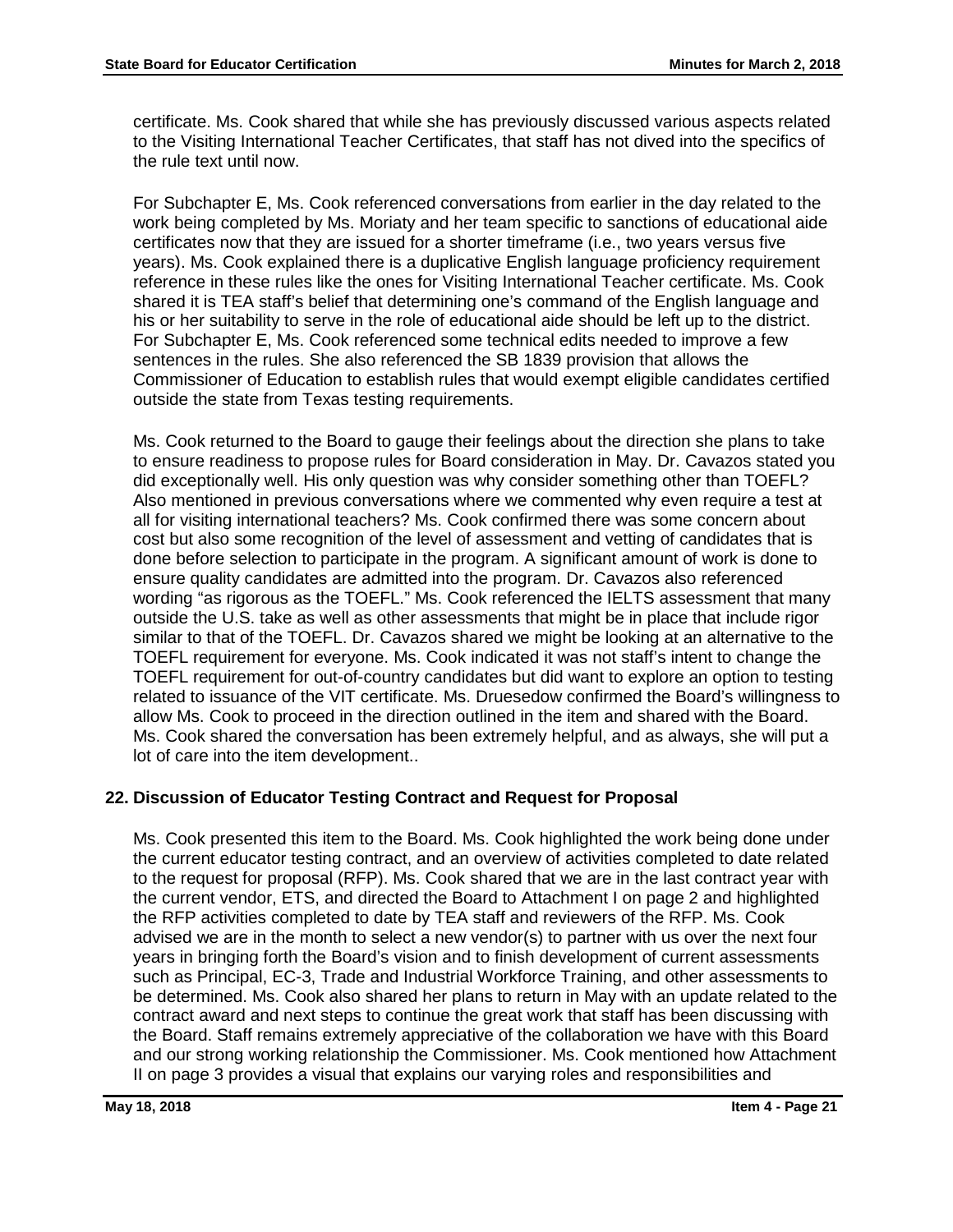certificate. Ms. Cook shared that while she has previously discussed various aspects related to the Visiting International Teacher Certificates, that staff has not dived into the specifics of the rule text until now.

For Subchapter E, Ms. Cook referenced conversations from earlier in the day related to the work being completed by Ms. Moriaty and her team specific to sanctions of educational aide certificates now that they are issued for a shorter timeframe (i.e., two years versus five years). Ms. Cook explained there is a duplicative English language proficiency requirement reference in these rules like the ones for Visiting International Teacher certificate. Ms. Cook shared it is TEA staff's belief that determining one's command of the English language and his or her suitability to serve in the role of educational aide should be left up to the district. For Subchapter E, Ms. Cook referenced some technical edits needed to improve a few sentences in the rules. She also referenced the SB 1839 provision that allows the Commissioner of Education to establish rules that would exempt eligible candidates certified outside the state from Texas testing requirements.

Ms. Cook returned to the Board to gauge their feelings about the direction she plans to take to ensure readiness to propose rules for Board consideration in May. Dr. Cavazos stated you did exceptionally well. His only question was why consider something other than TOEFL? Also mentioned in previous conversations where we commented why even require a test at all for visiting international teachers? Ms. Cook confirmed there was some concern about cost but also some recognition of the level of assessment and vetting of candidates that is done before selection to participate in the program. A significant amount of work is done to ensure quality candidates are admitted into the program. Dr. Cavazos also referenced wording "as rigorous as the TOEFL." Ms. Cook referenced the IELTS assessment that many outside the U.S. take as well as other assessments that might be in place that include rigor similar to that of the TOEFL. Dr. Cavazos shared we might be looking at an alternative to the TOEFL requirement for everyone. Ms. Cook indicated it was not staff's intent to change the TOEFL requirement for out-of-country candidates but did want to explore an option to testing related to issuance of the VIT certificate. Ms. Druesedow confirmed the Board's willingness to allow Ms. Cook to proceed in the direction outlined in the item and shared with the Board. Ms. Cook shared the conversation has been extremely helpful, and as always, she will put a lot of care into the item development..

## 22. Discussion of Educator Testing Contract and Request for Proposal

Ms. Cook presented this item to the Board. Ms. Cook highlighted the work being done under the current educator testing contract, and an overview of activities completed to date related to the request for proposal (RFP). Ms. Cook shared that we are in the last contract year with the current vendor, ETS, and directed the Board to Attachment I on page 2 and highlighted the RFP activities completed to date by TEA staff and reviewers of the RFP. Ms. Cook advised we are in the month to select a new vendor(s) to partner with us over the next four years in bringing forth the Board's vision and to finish development of current assessments such as Principal, EC-3, Trade and Industrial Workforce Training, and other assessments to be determined. Ms. Cook also shared her plans to return in May with an update related to the contract award and next steps to continue the great work that staff has been discussing with the Board. Staff remains extremely appreciative of the collaboration we have with this Board and our strong working relationship the Commissioner. Ms. Cook mentioned how Attachment II on page 3 provides a visual that explains our varying roles and responsibilities and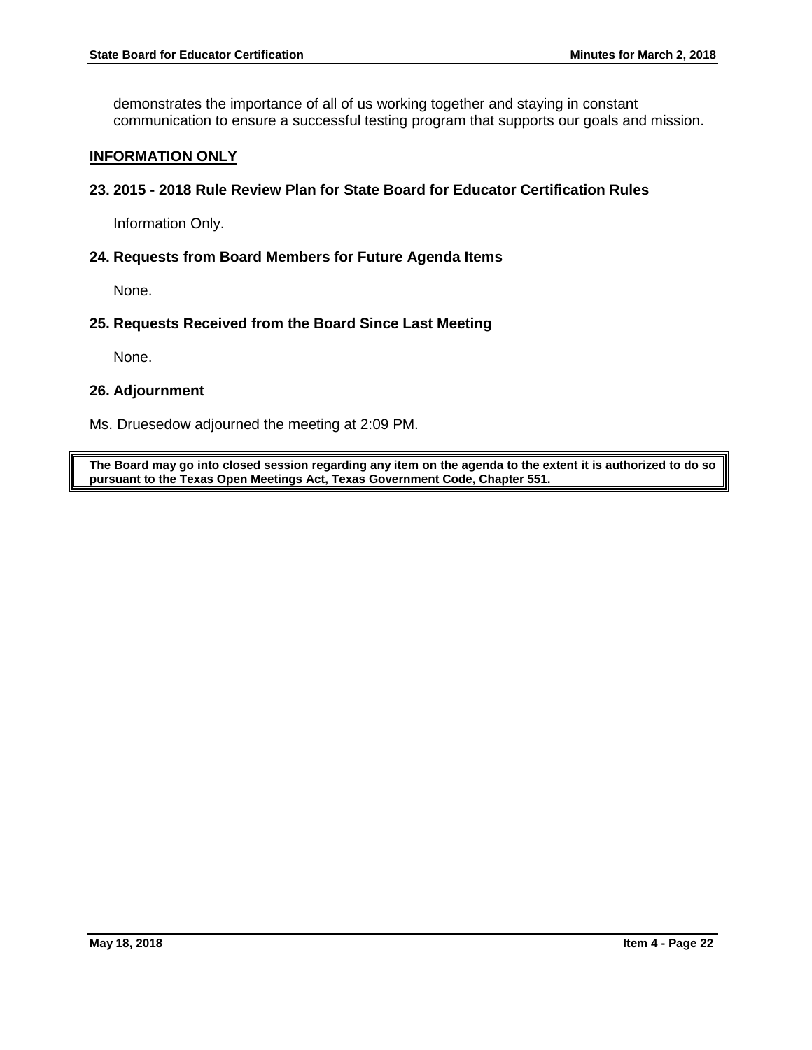demonstrates the importance of all of us working together and staying in constant communication to ensure a successful testing program that supports our goals and mission.

## INFORMATION ONLY

### 23. 2015 - 2018 Rule Review Plan for State Board for Educator Certification Rules

Information Only.

### 24. Requests from Board Members for Future Agenda Items

None.

### 25. Requests Received from the Board Since Last Meeting

None.

### 26. Adjournment

Ms. Druesedow adjourned the meeting at 2:09 PM.

**The Board may go into closed session regarding any item on the agenda to the extent it is authorized to do so pursuant to the Texas Open Meetings Act, Texas Government Code, Chapter 551.**